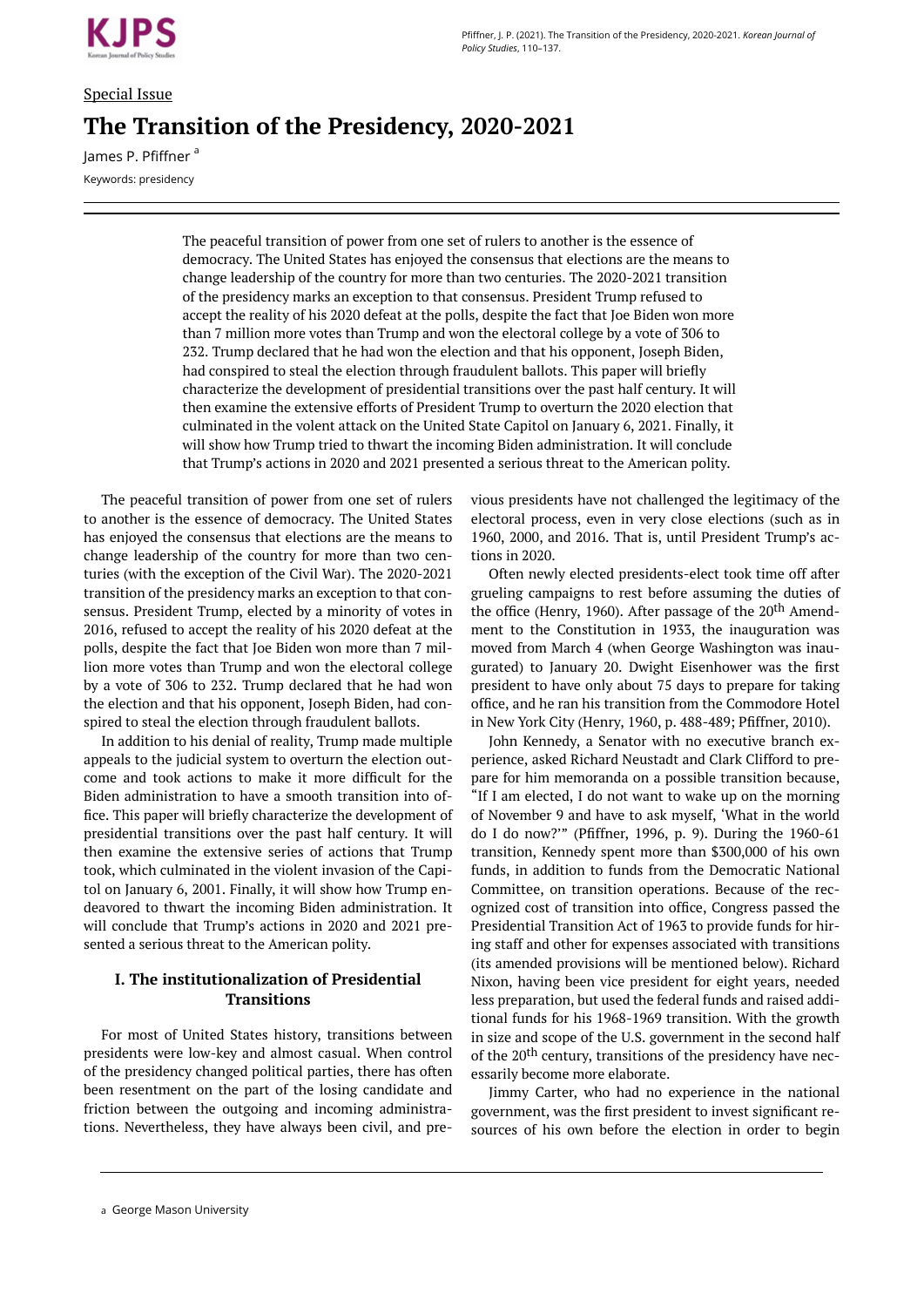Special Issue

# The Transition of the Presidency, 2020-2021

James P. Pfiffner [a]

Keywords: presidency

The peaceful transition of power from one set of rulers to another is the essence of democracy. The United States has enjoyed the consensus that elections are the means to change leadership of the country for more than two centuries. The 2020-2021 transition of the presidency marks an exception to that consensus. President Trump refused to accept the reality of his 2020 defeat at the polls, despite the fact that Joe Biden won more than 7 million more votes than Trump and won the electoral college by a vote of 306 to 232. Trump declared that he had won the election and that his opponent, Joseph Biden, had conspired to steal the election through fraudulent ballots. This paper will briefly characterize the development of presidential transitions over the past half century. It will then examine the extensive efforts of President Trump to overturn the 2020 election that culminated in the volent attack on the United State Capitol on January 6, 2021. Finally, it will show how Trump tried to thwart the incoming Biden administration. It will conclude that Trump's actions in 2020 and 2021 presented a serious threat to the American polity.

The peaceful transition of power from one set of rulers to another is the essence of democracy. The United States has enjoyed the consensus that elections are the means to change leadership of the country for more than two centuries (with the exception of the Civil War). The 2020-2021 transition of the presidency marks an exception to that consensus. President Trump, elected by a minority of votes in 2016, refused to accept the reality of his 2020 defeat at the polls, despite the fact that Joe Biden won more than 7 million more votes than Trump and won the electoral college by a vote of 306 to 232. Trump declared that he had won the election and that his opponent, Joseph Biden, had conspired to steal the election through fraudulent ballots.

In addition to his denial of reality, Trump made multiple appeals to the judicial system to overturn the election outcome and took actions to make it more difficult for the Biden administration to have a smooth transition into office. This paper will briefly characterize the development of presidential transitions over the past half century. It will then examine the extensive series of actions that Trump took, which culminated in the violent invasion of the Capitol on January 6, 2001. Finally, it will show how Trump endeavored to thwart the incoming Biden administration. It will conclude that Trump's actions in 2020 and 2021 presented a serious threat to the American polity.

## I. The institutionalization of Presidential Transitions

For most of United States history, transitions between presidents were low-key and almost casual. When control of the presidency changed political parties, there has often been resentment on the part of the losing candidate and friction between the outgoing and incoming administrations. Nevertheless, they have always been civil, and previous presidents have not challenged the legitimacy of the electoral process, even in very close elections (such as in 1960, 2000, and 2016. That is, until President Trump's actions in 2020.

Often newly elected presidents-elect took time off after grueling campaigns to rest before assuming the duties of the office (Henry, 1960). After passage of the 20th Amendment to the Constitution in 1933, the inauguration was moved from March 4 (when George Washington was inaugurated) to January 20. Dwight Eisenhower was the first president to have only about 75 days to prepare for taking office, and he ran his transition from the Commodore Hotel in New York City (Henry, 1960, p. 488-489; Pfiffner, 2010).

John Kennedy, a Senator with no executive branch experience, asked Richard Neustadt and Clark Clifford to prepare for him memoranda on a possible transition because, "If I am elected, I do not want to wake up on the morning of November 9 and have to ask myself, 'What in the world do I do now?'" (Pfiffner, 1996, p. 9). During the 1960-61 transition, Kennedy spent more than $300,000 of his own funds, in addition to funds from the Democratic National Committee, on transition operations. Because of the recognized cost of transition into office, Congress passed the Presidential Transition Act of 1963 to provide funds for hiring staff and other for expenses associated with transitions (its amended provisions will be mentioned below). Richard Nixon, having been vice president for eight years, needed less preparation, but used the federal funds and raised additional funds for his 1968-1969 transition. With the growth in size and scope of the U.S. government in the second half of the 20th century, transitions of the presidency have necessarily become more elaborate.

Jimmy Carter, who had no experience in the national government, was the first president to invest significant resources of his own before the election in order to begin

a George Mason University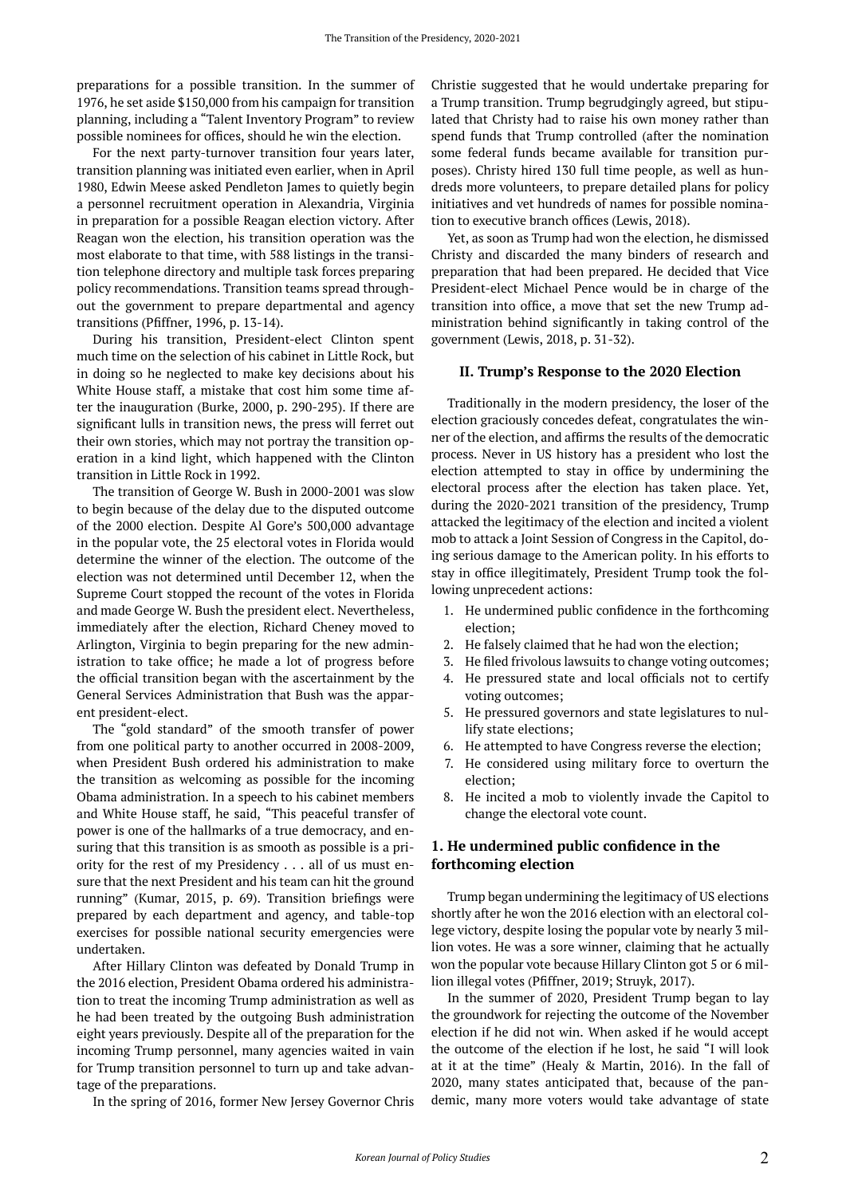preparations for a possible transition. In the summer of 1976, he set aside $150,000 from his campaign for transition planning, including a "Talent Inventory Program" to review possible nominees for offices, should he win the election.

For the next party-turnover transition four years later, transition planning was initiated even earlier, when in April 1980, Edwin Meese asked Pendleton James to quietly begin a personnel recruitment operation in Alexandria, Virginia in preparation for a possible Reagan election victory. After Reagan won the election, his transition operation was the most elaborate to that time, with 588 listings in the transition telephone directory and multiple task forces preparing policy recommendations. Transition teams spread throughout the government to prepare departmental and agency transitions (Pfiffner, 1996, p. 13-14).

During his transition, President-elect Clinton spent much time on the selection of his cabinet in Little Rock, but in doing so he neglected to make key decisions about his White House staff, a mistake that cost him some time after the inauguration (Burke, 2000, p. 290-295). If there are significant lulls in transition news, the press will ferret out their own stories, which may not portray the transition operation in a kind light, which happened with the Clinton transition in Little Rock in 1992.

The transition of George W. Bush in 2000-2001 was slow to begin because of the delay due to the disputed outcome of the 2000 election. Despite Al Gore's 500,000 advantage in the popular vote, the 25 electoral votes in Florida would determine the winner of the election. The outcome of the election was not determined until December 12, when the Supreme Court stopped the recount of the votes in Florida and made George W. Bush the president elect. Nevertheless, immediately after the election, Richard Cheney moved to Arlington, Virginia to begin preparing for the new administration to take office; he made a lot of progress before the official transition began with the ascertainment by the General Services Administration that Bush was the apparent president-elect.

The "gold standard" of the smooth transfer of power from one political party to another occurred in 2008-2009, when President Bush ordered his administration to make the transition as welcoming as possible for the incoming Obama administration. In a speech to his cabinet members and White House staff, he said, "This peaceful transfer of power is one of the hallmarks of a true democracy, and ensuring that this transition is as smooth as possible is a priority for the rest of my Presidency . . . all of us must ensure that the next President and his team can hit the ground running" (Kumar, 2015, p. 69). Transition briefings were prepared by each department and agency, and table-top exercises for possible national security emergencies were undertaken.

After Hillary Clinton was defeated by Donald Trump in the 2016 election, President Obama ordered his administration to treat the incoming Trump administration as well as he had been treated by the outgoing Bush administration eight years previously. Despite all of the preparation for the incoming Trump personnel, many agencies waited in vain for Trump transition personnel to turn up and take advantage of the preparations.

In the spring of 2016, former New Jersey Governor Chris Christie suggested that he would undertake preparing for a Trump transition. Trump begrudgingly agreed, but stipulated that Christy had to raise his own money rather than spend funds that Trump controlled (after the nomination some federal funds became available for transition purposes). Christy hired 130 full time people, as well as hundreds more volunteers, to prepare detailed plans for policy initiatives and vet hundreds of names for possible nomination to executive branch offices (Lewis, 2018).

Yet, as soon as Trump had won the election, he dismissed Christy and discarded the many binders of research and preparation that had been prepared. He decided that Vice President-elect Michael Pence would be in charge of the transition into office, a move that set the new Trump administration behind significantly in taking control of the government (Lewis, 2018, p. 31-32).

## II. Trump's Response to the 2020 Election

Traditionally in the modern presidency, the loser of the election graciously concedes defeat, congratulates the winner of the election, and affirms the results of the democratic process. Never in US history has a president who lost the election attempted to stay in office by undermining the electoral process after the election has taken place. Yet, during the 2020-2021 transition of the presidency, Trump attacked the legitimacy of the election and incited a violent mob to attack a Joint Session of Congress in the Capitol, doing serious damage to the American polity. In his efforts to stay in office illegitimately, President Trump took the following unprecedent actions:

1. He undermined public confidence in the forthcoming election;
2. He falsely claimed that he had won the election;
3. He filed frivolous lawsuits to change voting outcomes;
4. He pressured state and local officials not to certify voting outcomes;
5. He pressured governors and state legislatures to nullify state elections;
6. He attempted to have Congress reverse the election;
7. He considered using military force to overturn the election;
8. He incited a mob to violently invade the Capitol to change the electoral vote count.

### 1. He undermined public confidence in the forthcoming election

Trump began undermining the legitimacy of US elections shortly after he won the 2016 election with an electoral college victory, despite losing the popular vote by nearly 3 million votes. He was a sore winner, claiming that he actually won the popular vote because Hillary Clinton got 5 or 6 million illegal votes (Pfiffner, 2019; Struyk, 2017).

In the summer of 2020, President Trump began to lay the groundwork for rejecting the outcome of the November election if he did not win. When asked if he would accept the outcome of the election if he lost, he said "I will look at it at the time" (Healy & Martin, 2016). In the fall of 2020, many states anticipated that, because of the pandemic, many more voters would take advantage of state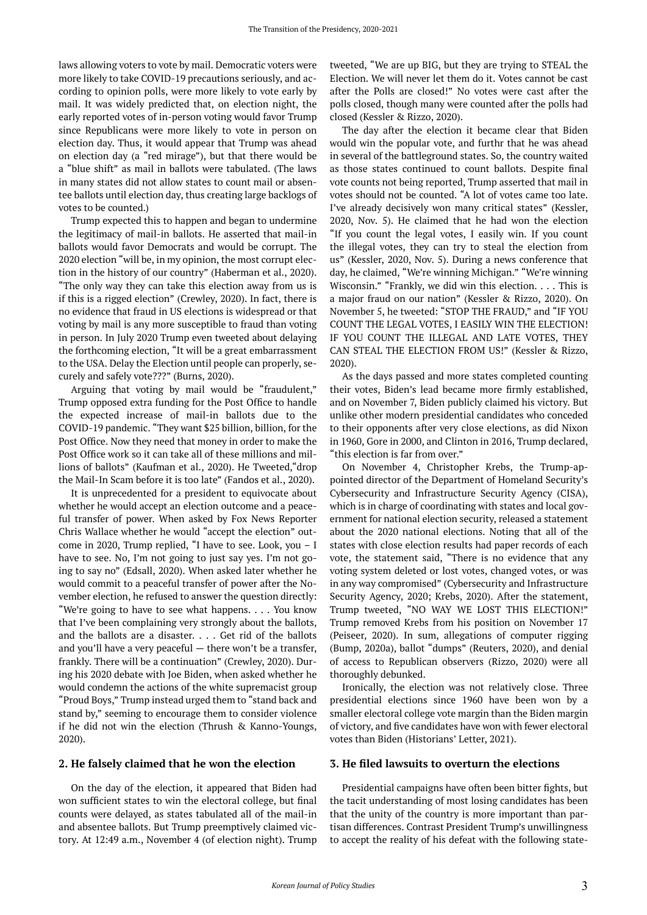laws allowing voters to vote by mail. Democratic voters were more likely to take COVID-19 precautions seriously, and according to opinion polls, were more likely to vote early by mail. It was widely predicted that, on election night, the early reported votes of in-person voting would favor Trump since Republicans were more likely to vote in person on election day. Thus, it would appear that Trump was ahead on election day (a "red mirage"), but that there would be a "blue shift" as mail in ballots were tabulated. (The laws in many states did not allow states to count mail or absentee ballots until election day, thus creating large backlogs of votes to be counted.)

Trump expected this to happen and began to undermine the legitimacy of mail-in ballots. He asserted that mail-in ballots would favor Democrats and would be corrupt. The 2020 election "will be, in my opinion, the most corrupt election in the history of our country" (Haberman et al., 2020). "The only way they can take this election away from us is if this is a rigged election" (Crewley, 2020). In fact, there is no evidence that fraud in US elections is widespread or that voting by mail is any more susceptible to fraud than voting in person. In July 2020 Trump even tweeted about delaying the forthcoming election, "It will be a great embarrassment to the USA. Delay the Election until people can properly, securely and safely vote???" (Burns, 2020).

Arguing that voting by mail would be "fraudulent," Trump opposed extra funding for the Post Office to handle the expected increase of mail-in ballots due to the COVID-19 pandemic. "They want $25 billion, billion, for the Post Office. Now they need that money in order to make the Post Office work so it can take all of these millions and millions of ballots" (Kaufman et al., 2020). He Tweeted,"drop the Mail-In Scam before it is too late" (Fandos et al., 2020).

It is unprecedented for a president to equivocate about whether he would accept an election outcome and a peaceful transfer of power. When asked by Fox News Reporter Chris Wallace whether he would "accept the election" outcome in 2020, Trump replied, "I have to see. Look, you – I have to see. No, I'm not going to just say yes. I'm not going to say no" (Edsall, 2020). When asked later whether he would commit to a peaceful transfer of power after the November election, he refused to answer the question directly: "We're going to have to see what happens. . . . You know that I've been complaining very strongly about the ballots, and the ballots are a disaster. . . . Get rid of the ballots and you'll have a very peaceful — there won't be a transfer, frankly. There will be a continuation" (Crewley, 2020). During his 2020 debate with Joe Biden, when asked whether he would condemn the actions of the white supremacist group "Proud Boys," Trump instead urged them to "stand back and stand by," seeming to encourage them to consider violence if he did not win the election (Thrush & Kanno-Youngs, 2020).

## 2. He falsely claimed that he won the election

On the day of the election, it appeared that Biden had won sufficient states to win the electoral college, but final counts were delayed, as states tabulated all of the mail-in and absentee ballots. But Trump preemptively claimed victory. At 12:49 a.m., November 4 (of election night). Trump tweeted, "We are up BIG, but they are trying to STEAL the Election. We will never let them do it. Votes cannot be cast after the Polls are closed!" No votes were cast after the polls closed, though many were counted after the polls had closed (Kessler & Rizzo, 2020).

The day after the election it became clear that Biden would win the popular vote, and furthr that he was ahead in several of the battleground states. So, the country waited as those states continued to count ballots. Despite final vote counts not being reported, Trump asserted that mail in votes should not be counted. "A lot of votes came too late. I've already decisively won many critical states" (Kessler, 2020, Nov. 5). He claimed that he had won the election "If you count the legal votes, I easily win. If you count the illegal votes, they can try to steal the election from us" (Kessler, 2020, Nov. 5). During a news conference that day, he claimed, "We're winning Michigan." "We're winning Wisconsin." "Frankly, we did win this election. . . . This is a major fraud on our nation" (Kessler & Rizzo, 2020). On November 5, he tweeted: "STOP THE FRAUD," and "IF YOU COUNT THE LEGAL VOTES, I EASILY WIN THE ELECTION! IF YOU COUNT THE ILLEGAL AND LATE VOTES, THEY CAN STEAL THE ELECTION FROM US!" (Kessler & Rizzo, 2020).

As the days passed and more states completed counting their votes, Biden's lead became more firmly established, and on November 7, Biden publicly claimed his victory. But unlike other modern presidential candidates who conceded to their opponents after very close elections, as did Nixon in 1960, Gore in 2000, and Clinton in 2016, Trump declared, "this election is far from over."

On November 4, Christopher Krebs, the Trump-appointed director of the Department of Homeland Security's Cybersecurity and Infrastructure Security Agency (CISA), which is in charge of coordinating with states and local government for national election security, released a statement about the 2020 national elections. Noting that all of the states with close election results had paper records of each vote, the statement said, "There is no evidence that any voting system deleted or lost votes, changed votes, or was in any way compromised" (Cybersecurity and Infrastructure Security Agency, 2020; Krebs, 2020). After the statement, Trump tweeted, "NO WAY WE LOST THIS ELECTION!" Trump removed Krebs from his position on November 17 (Peiseer, 2020). In sum, allegations of computer rigging (Bump, 2020a), ballot "dumps" (Reuters, 2020), and denial of access to Republican observers (Rizzo, 2020) were all thoroughly debunked.

Ironically, the election was not relatively close. Three presidential elections since 1960 have been won by a smaller electoral college vote margin than the Biden margin of victory, and five candidates have won with fewer electoral votes than Biden (Historians' Letter, 2021).

## 3. He filed lawsuits to overturn the elections

Presidential campaigns have often been bitter fights, but the tacit understanding of most losing candidates has been that the unity of the country is more important than partisan differences. Contrast President Trump's unwillingness to accept the reality of his defeat with the following state-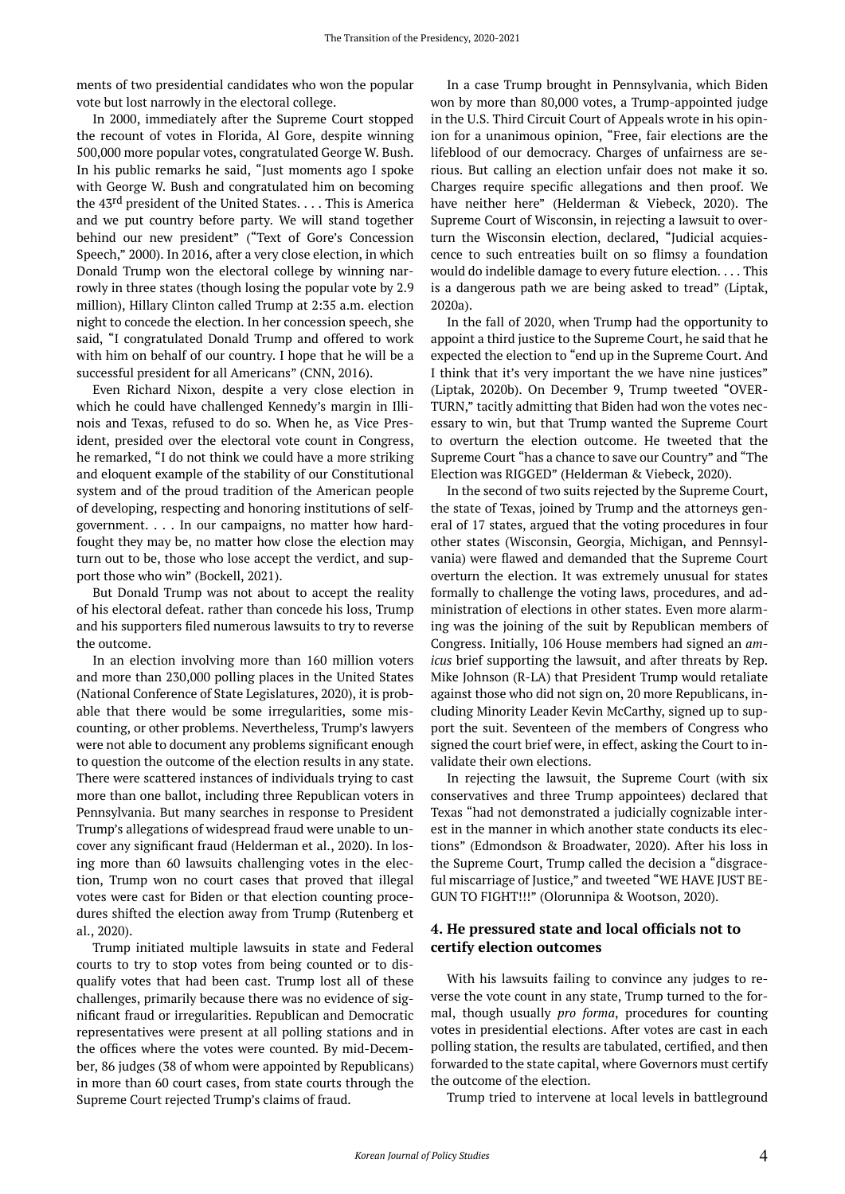ments of two presidential candidates who won the popular vote but lost narrowly in the electoral college.

In 2000, immediately after the Supreme Court stopped the recount of votes in Florida, Al Gore, despite winning 500,000 more popular votes, congratulated George W. Bush. In his public remarks he said, "Just moments ago I spoke with George W. Bush and congratulated him on becoming the 43rd president of the United States. . . . This is America and we put country before party. We will stand together behind our new president" ("Text of Gore's Concession Speech," 2000). In 2016, after a very close election, in which Donald Trump won the electoral college by winning narrowly in three states (though losing the popular vote by 2.9 million), Hillary Clinton called Trump at 2:35 a.m. election night to concede the election. In her concession speech, she said, "I congratulated Donald Trump and offered to work with him on behalf of our country. I hope that he will be a successful president for all Americans" (CNN, 2016).

Even Richard Nixon, despite a very close election in which he could have challenged Kennedy's margin in Illinois and Texas, refused to do so. When he, as Vice President, presided over the electoral vote count in Congress, he remarked, "I do not think we could have a more striking and eloquent example of the stability of our Constitutional system and of the proud tradition of the American people of developing, respecting and honoring institutions of self-government. . . . In our campaigns, no matter how hard-fought they may be, no matter how close the election may turn out to be, those who lose accept the verdict, and support those who win" (Bockell, 2021).

But Donald Trump was not about to accept the reality of his electoral defeat. rather than concede his loss, Trump and his supporters filed numerous lawsuits to try to reverse the outcome.

In an election involving more than 160 million voters and more than 230,000 polling places in the United States (National Conference of State Legislatures, 2020), it is probable that there would be some irregularities, some miscounting, or other problems. Nevertheless, Trump's lawyers were not able to document any problems significant enough to question the outcome of the election results in any state. There were scattered instances of individuals trying to cast more than one ballot, including three Republican voters in Pennsylvania. But many searches in response to President Trump's allegations of widespread fraud were unable to uncover any significant fraud (Helderman et al., 2020). In losing more than 60 lawsuits challenging votes in the election, Trump won no court cases that proved that illegal votes were cast for Biden or that election counting procedures shifted the election away from Trump (Rutenberg et al., 2020).

Trump initiated multiple lawsuits in state and Federal courts to try to stop votes from being counted or to disqualify votes that had been cast. Trump lost all of these challenges, primarily because there was no evidence of significant fraud or irregularities. Republican and Democratic representatives were present at all polling stations and in the offices where the votes were counted. By mid-December, 86 judges (38 of whom were appointed by Republicans) in more than 60 court cases, from state courts through the Supreme Court rejected Trump's claims of fraud.

In a case Trump brought in Pennsylvania, which Biden won by more than 80,000 votes, a Trump-appointed judge in the U.S. Third Circuit Court of Appeals wrote in his opinion for a unanimous opinion, "Free, fair elections are the lifeblood of our democracy. Charges of unfairness are serious. But calling an election unfair does not make it so. Charges require specific allegations and then proof. We have neither here" (Helderman & Viebeck, 2020). The Supreme Court of Wisconsin, in rejecting a lawsuit to overturn the Wisconsin election, declared, "Judicial acquiescence to such entreaties built on so flimsy a foundation would do indelible damage to every future election. . . . This is a dangerous path we are being asked to tread" (Liptak, 2020a).

In the fall of 2020, when Trump had the opportunity to appoint a third justice to the Supreme Court, he said that he expected the election to "end up in the Supreme Court. And I think that it's very important the we have nine justices" (Liptak, 2020b). On December 9, Trump tweeted "OVERTURN," tacitly admitting that Biden had won the votes necessary to win, but that Trump wanted the Supreme Court to overturn the election outcome. He tweeted that the Supreme Court "has a chance to save our Country" and "The Election was RIGGED" (Helderman & Viebeck, 2020).

In the second of two suits rejected by the Supreme Court, the state of Texas, joined by Trump and the attorneys general of 17 states, argued that the voting procedures in four other states (Wisconsin, Georgia, Michigan, and Pennsylvania) were flawed and demanded that the Supreme Court overturn the election. It was extremely unusual for states formally to challenge the voting laws, procedures, and administration of elections in other states. Even more alarming was the joining of the suit by Republican members of Congress. Initially, 106 House members had signed an *amicus* brief supporting the lawsuit, and after threats by Rep. Mike Johnson (R-LA) that President Trump would retaliate against those who did not sign on, 20 more Republicans, including Minority Leader Kevin McCarthy, signed up to support the suit. Seventeen of the members of Congress who signed the court brief were, in effect, asking the Court to invalidate their own elections.

In rejecting the lawsuit, the Supreme Court (with six conservatives and three Trump appointees) declared that Texas "had not demonstrated a judicially cognizable interest in the manner in which another state conducts its elections" (Edmondson & Broadwater, 2020). After his loss in the Supreme Court, Trump called the decision a "disgraceful miscarriage of Justice," and tweeted "WE HAVE JUST BEGUN TO FIGHT!!!" (Olorunnipa & Wootson, 2020).

### 4. He pressured state and local officials not to certify election outcomes

With his lawsuits failing to convince any judges to reverse the vote count in any state, Trump turned to the formal, though usually *pro forma*, procedures for counting votes in presidential elections. After votes are cast in each polling station, the results are tabulated, certified, and then forwarded to the state capital, where Governors must certify the outcome of the election.

Trump tried to intervene at local levels in battleground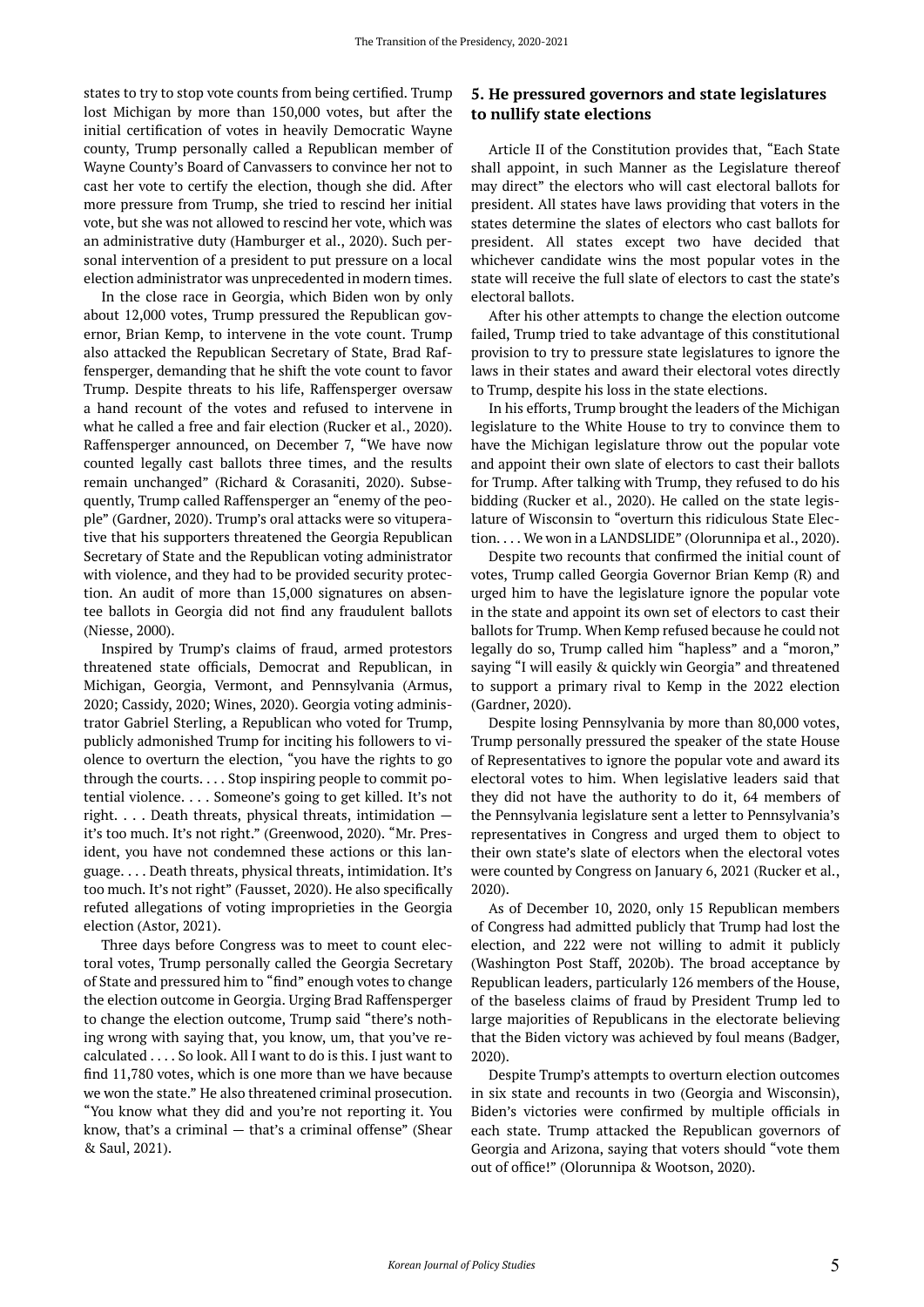states to try to stop vote counts from being certified. Trump lost Michigan by more than 150,000 votes, but after the initial certification of votes in heavily Democratic Wayne county, Trump personally called a Republican member of Wayne County's Board of Canvassers to convince her not to cast her vote to certify the election, though she did. After more pressure from Trump, she tried to rescind her initial vote, but she was not allowed to rescind her vote, which was an administrative duty (Hamburger et al., 2020). Such personal intervention of a president to put pressure on a local election administrator was unprecedented in modern times.

In the close race in Georgia, which Biden won by only about 12,000 votes, Trump pressured the Republican governor, Brian Kemp, to intervene in the vote count. Trump also attacked the Republican Secretary of State, Brad Raffensperger, demanding that he shift the vote count to favor Trump. Despite threats to his life, Raffensperger oversaw a hand recount of the votes and refused to intervene in what he called a free and fair election (Rucker et al., 2020). Raffensperger announced, on December 7, "We have now counted legally cast ballots three times, and the results remain unchanged" (Richard & Corasaniti, 2020). Subsequently, Trump called Raffensperger an "enemy of the people" (Gardner, 2020). Trump's oral attacks were so vituperative that his supporters threatened the Georgia Republican Secretary of State and the Republican voting administrator with violence, and they had to be provided security protection. An audit of more than 15,000 signatures on absentee ballots in Georgia did not find any fraudulent ballots (Niesse, 2000).

Inspired by Trump's claims of fraud, armed protestors threatened state officials, Democrat and Republican, in Michigan, Georgia, Vermont, and Pennsylvania (Armus, 2020; Cassidy, 2020; Wines, 2020). Georgia voting administrator Gabriel Sterling, a Republican who voted for Trump, publicly admonished Trump for inciting his followers to violence to overturn the election, "you have the rights to go through the courts. . . . Stop inspiring people to commit potential violence. . . . Someone's going to get killed. It's not right. . . . Death threats, physical threats, intimidation — it's too much. It's not right." (Greenwood, 2020). "Mr. President, you have not condemned these actions or this language. . . . Death threats, physical threats, intimidation. It's too much. It's not right" (Fausset, 2020). He also specifically refuted allegations of voting improprieties in the Georgia election (Astor, 2021).

Three days before Congress was to meet to count electoral votes, Trump personally called the Georgia Secretary of State and pressured him to "find" enough votes to change the election outcome in Georgia. Urging Brad Raffensperger to change the election outcome, Trump said "there's nothing wrong with saying that, you know, um, that you've recalculated . . . . So look. All I want to do is this. I just want to find 11,780 votes, which is one more than we have because we won the state." He also threatened criminal prosecution. "You know what they did and you're not reporting it. You know, that's a criminal — that's a criminal offense" (Shear & Saul, 2021).

### 5. He pressured governors and state legislatures to nullify state elections

Article II of the Constitution provides that, "Each State shall appoint, in such Manner as the Legislature thereof may direct" the electors who will cast electoral ballots for president. All states have laws providing that voters in the states determine the slates of electors who cast ballots for president. All states except two have decided that whichever candidate wins the most popular votes in the state will receive the full slate of electors to cast the state's electoral ballots.

After his other attempts to change the election outcome failed, Trump tried to take advantage of this constitutional provision to try to pressure state legislatures to ignore the laws in their states and award their electoral votes directly to Trump, despite his loss in the state elections.

In his efforts, Trump brought the leaders of the Michigan legislature to the White House to try to convince them to have the Michigan legislature throw out the popular vote and appoint their own slate of electors to cast their ballots for Trump. After talking with Trump, they refused to do his bidding (Rucker et al., 2020). He called on the state legislature of Wisconsin to "overturn this ridiculous State Election. . . . We won in a LANDSLIDE" (Olorunnipa et al., 2020).

Despite two recounts that confirmed the initial count of votes, Trump called Georgia Governor Brian Kemp (R) and urged him to have the legislature ignore the popular vote in the state and appoint its own set of electors to cast their ballots for Trump. When Kemp refused because he could not legally do so, Trump called him "hapless" and a "moron," saying "I will easily & quickly win Georgia" and threatened to support a primary rival to Kemp in the 2022 election (Gardner, 2020).

Despite losing Pennsylvania by more than 80,000 votes, Trump personally pressured the speaker of the state House of Representatives to ignore the popular vote and award its electoral votes to him. When legislative leaders said that they did not have the authority to do it, 64 members of the Pennsylvania legislature sent a letter to Pennsylvania's representatives in Congress and urged them to object to their own state's slate of electors when the electoral votes were counted by Congress on January 6, 2021 (Rucker et al., 2020).

As of December 10, 2020, only 15 Republican members of Congress had admitted publicly that Trump had lost the election, and 222 were not willing to admit it publicly (Washington Post Staff, 2020b). The broad acceptance by Republican leaders, particularly 126 members of the House, of the baseless claims of fraud by President Trump led to large majorities of Republicans in the electorate believing that the Biden victory was achieved by foul means (Badger, 2020).

Despite Trump's attempts to overturn election outcomes in six state and recounts in two (Georgia and Wisconsin), Biden's victories were confirmed by multiple officials in each state. Trump attacked the Republican governors of Georgia and Arizona, saying that voters should "vote them out of office!" (Olorunnipa & Wootson, 2020).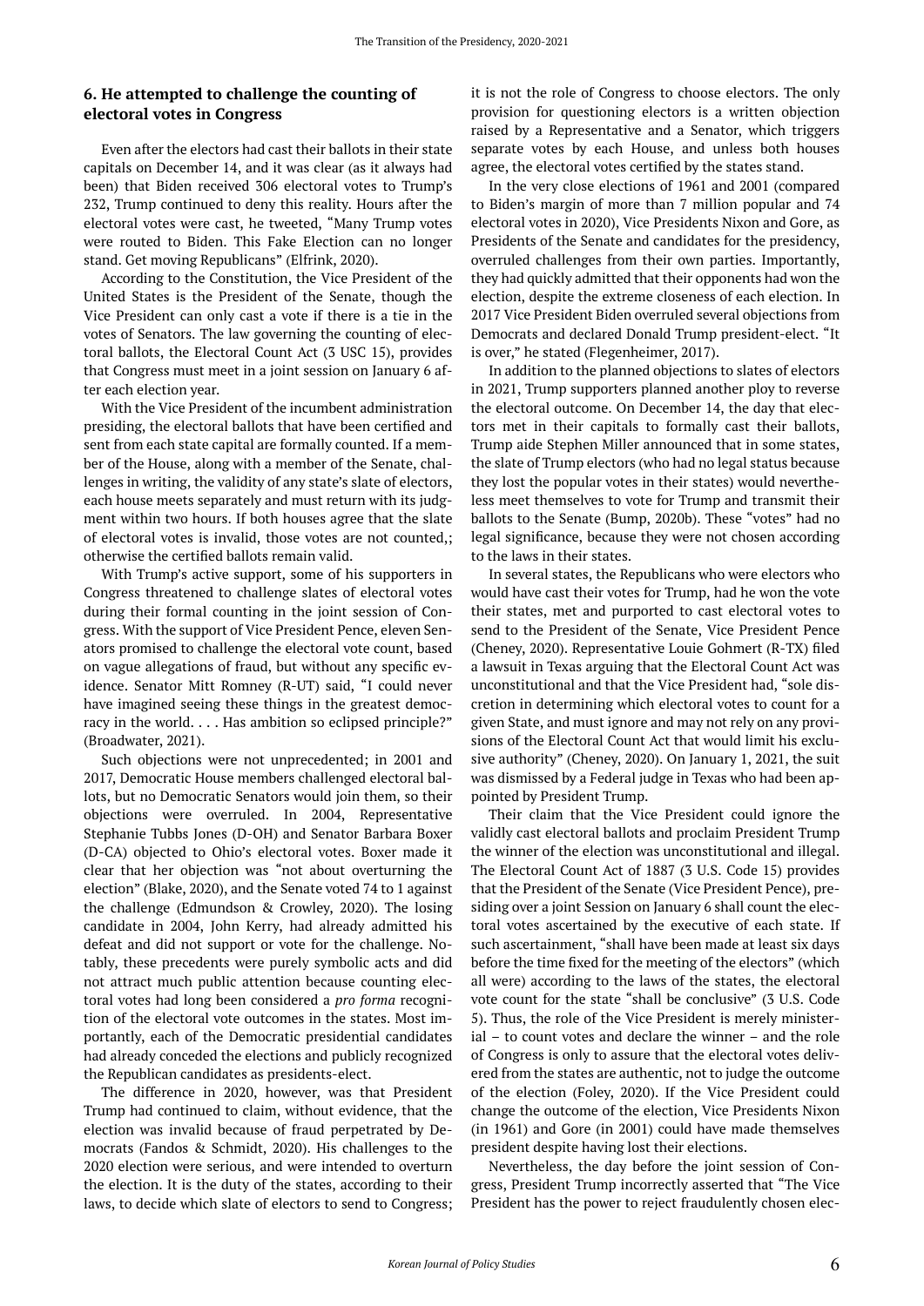### 6. He attempted to challenge the counting of electoral votes in Congress

Even after the electors had cast their ballots in their state capitals on December 14, and it was clear (as it always had been) that Biden received 306 electoral votes to Trump's 232, Trump continued to deny this reality. Hours after the electoral votes were cast, he tweeted, "Many Trump votes were routed to Biden. This Fake Election can no longer stand. Get moving Republicans" (Elfrink, 2020).

According to the Constitution, the Vice President of the United States is the President of the Senate, though the Vice President can only cast a vote if there is a tie in the votes of Senators. The law governing the counting of electoral ballots, the Electoral Count Act (3 USC 15), provides that Congress must meet in a joint session on January 6 after each election year.

With the Vice President of the incumbent administration presiding, the electoral ballots that have been certified and sent from each state capital are formally counted. If a member of the House, along with a member of the Senate, challenges in writing, the validity of any state's slate of electors, each house meets separately and must return with its judgment within two hours. If both houses agree that the slate of electoral votes is invalid, those votes are not counted,; otherwise the certified ballots remain valid.

With Trump's active support, some of his supporters in Congress threatened to challenge slates of electoral votes during their formal counting in the joint session of Congress. With the support of Vice President Pence, eleven Senators promised to challenge the electoral vote count, based on vague allegations of fraud, but without any specific evidence. Senator Mitt Romney (R-UT) said, "I could never have imagined seeing these things in the greatest democracy in the world. . . . Has ambition so eclipsed principle?" (Broadwater, 2021).

Such objections were not unprecedented; in 2001 and 2017, Democratic House members challenged electoral ballots, but no Democratic Senators would join them, so their objections were overruled. In 2004, Representative Stephanie Tubbs Jones (D-OH) and Senator Barbara Boxer (D-CA) objected to Ohio's electoral votes. Boxer made it clear that her objection was "not about overturning the election" (Blake, 2020), and the Senate voted 74 to 1 against the challenge (Edmundson & Crowley, 2020). The losing candidate in 2004, John Kerry, had already admitted his defeat and did not support or vote for the challenge. Notably, these precedents were purely symbolic acts and did not attract much public attention because counting electoral votes had long been considered a *pro forma* recognition of the electoral vote outcomes in the states. Most importantly, each of the Democratic presidential candidates had already conceded the elections and publicly recognized the Republican candidates as presidents-elect.

The difference in 2020, however, was that President Trump had continued to claim, without evidence, that the election was invalid because of fraud perpetrated by Democrats (Fandos & Schmidt, 2020). His challenges to the 2020 election were serious, and were intended to overturn the election. It is the duty of the states, according to their laws, to decide which slate of electors to send to Congress; it is not the role of Congress to choose electors. The only provision for questioning electors is a written objection raised by a Representative and a Senator, which triggers separate votes by each House, and unless both houses agree, the electoral votes certified by the states stand.

In the very close elections of 1961 and 2001 (compared to Biden's margin of more than 7 million popular and 74 electoral votes in 2020), Vice Presidents Nixon and Gore, as Presidents of the Senate and candidates for the presidency, overruled challenges from their own parties. Importantly, they had quickly admitted that their opponents had won the election, despite the extreme closeness of each election. In 2017 Vice President Biden overruled several objections from Democrats and declared Donald Trump president-elect. "It is over," he stated (Flegenheimer, 2017).

In addition to the planned objections to slates of electors in 2021, Trump supporters planned another ploy to reverse the electoral outcome. On December 14, the day that electors met in their capitals to formally cast their ballots, Trump aide Stephen Miller announced that in some states, the slate of Trump electors (who had no legal status because they lost the popular votes in their states) would nevertheless meet themselves to vote for Trump and transmit their ballots to the Senate (Bump, 2020b). These "votes" had no legal significance, because they were not chosen according to the laws in their states.

In several states, the Republicans who were electors who would have cast their votes for Trump, had he won the vote their states, met and purported to cast electoral votes to send to the President of the Senate, Vice President Pence (Cheney, 2020). Representative Louie Gohmert (R-TX) filed a lawsuit in Texas arguing that the Electoral Count Act was unconstitutional and that the Vice President had, "sole discretion in determining which electoral votes to count for a given State, and must ignore and may not rely on any provisions of the Electoral Count Act that would limit his exclusive authority" (Cheney, 2020). On January 1, 2021, the suit was dismissed by a Federal judge in Texas who had been appointed by President Trump.

Their claim that the Vice President could ignore the validly cast electoral ballots and proclaim President Trump the winner of the election was unconstitutional and illegal. The Electoral Count Act of 1887 (3 U.S. Code 15) provides that the President of the Senate (Vice President Pence), presiding over a joint Session on January 6 shall count the electoral votes ascertained by the executive of each state. If such ascertainment, "shall have been made at least six days before the time fixed for the meeting of the electors" (which all were) according to the laws of the states, the electoral vote count for the state "shall be conclusive" (3 U.S. Code 5). Thus, the role of the Vice President is merely ministerial – to count votes and declare the winner – and the role of Congress is only to assure that the electoral votes delivered from the states are authentic, not to judge the outcome of the election (Foley, 2020). If the Vice President could change the outcome of the election, Vice Presidents Nixon (in 1961) and Gore (in 2001) could have made themselves president despite having lost their elections.

Nevertheless, the day before the joint session of Congress, President Trump incorrectly asserted that "The Vice President has the power to reject fraudulently chosen elec-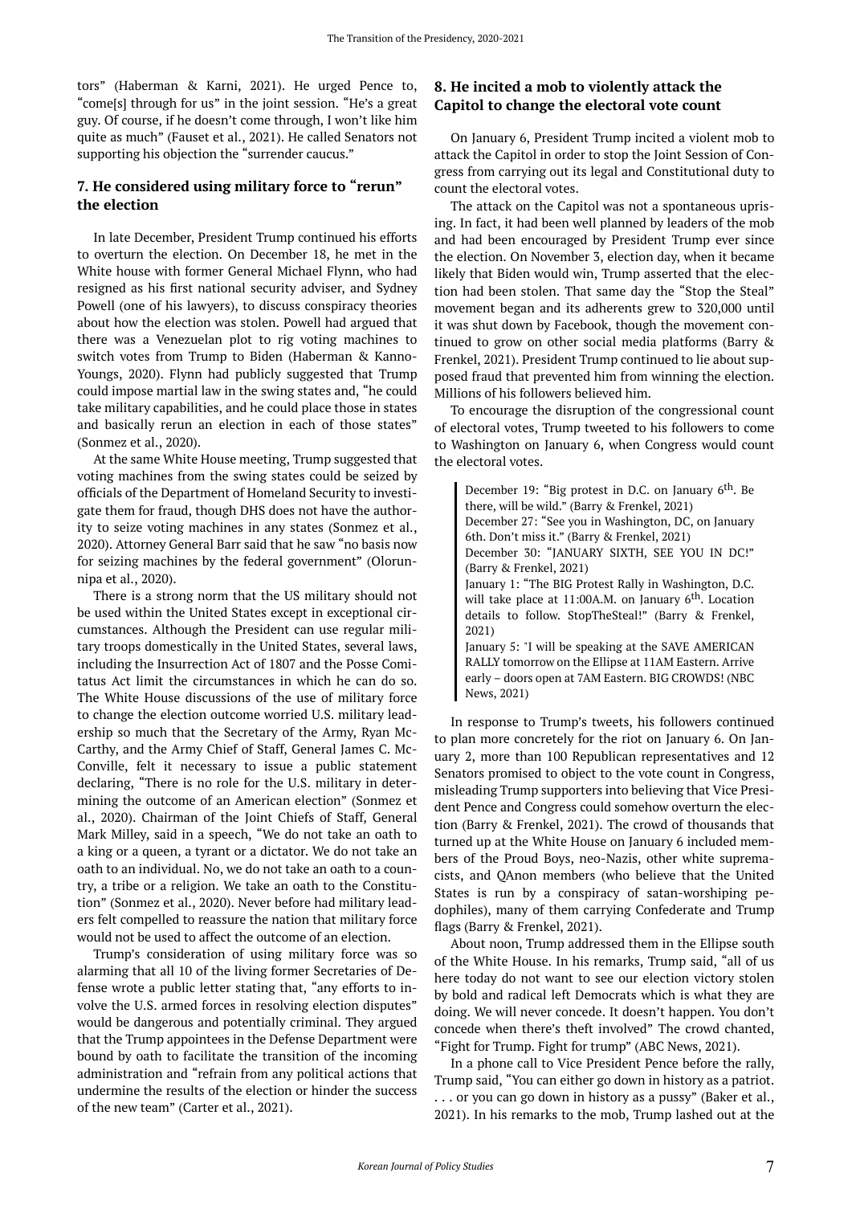tors" (Haberman & Karni, 2021). He urged Pence to, "come[s] through for us" in the joint session. "He's a great guy. Of course, if he doesn't come through, I won't like him quite as much" (Fauset et al., 2021). He called Senators not supporting his objection the "surrender caucus."

### 7. He considered using military force to "rerun" the election

In late December, President Trump continued his efforts to overturn the election. On December 18, he met in the White house with former General Michael Flynn, who had resigned as his first national security adviser, and Sydney Powell (one of his lawyers), to discuss conspiracy theories about how the election was stolen. Powell had argued that there was a Venezuelan plot to rig voting machines to switch votes from Trump to Biden (Haberman & Kanno-Youngs, 2020). Flynn had publicly suggested that Trump could impose martial law in the swing states and, "he could take military capabilities, and he could place those in states and basically rerun an election in each of those states" (Sonmez et al., 2020).

At the same White House meeting, Trump suggested that voting machines from the swing states could be seized by officials of the Department of Homeland Security to investigate them for fraud, though DHS does not have the authority to seize voting machines in any states (Sonmez et al., 2020). Attorney General Barr said that he saw "no basis now for seizing machines by the federal government" (Olorunnipa et al., 2020).

There is a strong norm that the US military should not be used within the United States except in exceptional circumstances. Although the President can use regular military troops domestically in the United States, several laws, including the Insurrection Act of 1807 and the Posse Comitatus Act limit the circumstances in which he can do so. The White House discussions of the use of military force to change the election outcome worried U.S. military leadership so much that the Secretary of the Army, Ryan McCarthy, and the Army Chief of Staff, General James C. McConville, felt it necessary to issue a public statement declaring, "There is no role for the U.S. military in determining the outcome of an American election" (Sonmez et al., 2020). Chairman of the Joint Chiefs of Staff, General Mark Milley, said in a speech, "We do not take an oath to a king or a queen, a tyrant or a dictator. We do not take an oath to an individual. No, we do not take an oath to a country, a tribe or a religion. We take an oath to the Constitution" (Sonmez et al., 2020). Never before had military leaders felt compelled to reassure the nation that military force would not be used to affect the outcome of an election.

Trump's consideration of using military force was so alarming that all 10 of the living former Secretaries of Defense wrote a public letter stating that, "any efforts to involve the U.S. armed forces in resolving election disputes" would be dangerous and potentially criminal. They argued that the Trump appointees in the Defense Department were bound by oath to facilitate the transition of the incoming administration and "refrain from any political actions that undermine the results of the election or hinder the success of the new team" (Carter et al., 2021).

### 8. He incited a mob to violently attack the Capitol to change the electoral vote count

On January 6, President Trump incited a violent mob to attack the Capitol in order to stop the Joint Session of Congress from carrying out its legal and Constitutional duty to count the electoral votes.

The attack on the Capitol was not a spontaneous uprising. In fact, it had been well planned by leaders of the mob and had been encouraged by President Trump ever since the election. On November 3, election day, when it became likely that Biden would win, Trump asserted that the election had been stolen. That same day the "Stop the Steal" movement began and its adherents grew to 320,000 until it was shut down by Facebook, though the movement continued to grow on other social media platforms (Barry & Frenkel, 2021). President Trump continued to lie about supposed fraud that prevented him from winning the election. Millions of his followers believed him.

To encourage the disruption of the congressional count of electoral votes, Trump tweeted to his followers to come to Washington on January 6, when Congress would count the electoral votes.

> December 19: "Big protest in D.C. on January 6th. Be there, will be wild." (Barry & Frenkel, 2021)
> December 27: "See you in Washington, DC, on January 6th. Don't miss it." (Barry & Frenkel, 2021)
> December 30: "JANUARY SIXTH, SEE YOU IN DC!" (Barry & Frenkel, 2021)
> January 1: "The BIG Protest Rally in Washington, D.C. will take place at 11:00A.M. on January 6th. Location details to follow. StopTheSteal!" (Barry & Frenkel, 2021)
> January 5: "I will be speaking at the SAVE AMERICAN RALLY tomorrow on the Ellipse at 11AM Eastern. Arrive early – doors open at 7AM Eastern. BIG CROWDS! (NBC News, 2021)

In response to Trump's tweets, his followers continued to plan more concretely for the riot on January 6. On January 2, more than 100 Republican representatives and 12 Senators promised to object to the vote count in Congress, misleading Trump supporters into believing that Vice President Pence and Congress could somehow overturn the election (Barry & Frenkel, 2021). The crowd of thousands that turned up at the White House on January 6 included members of the Proud Boys, neo-Nazis, other white supremacists, and QAnon members (who believe that the United States is run by a conspiracy of satan-worshiping pedophiles), many of them carrying Confederate and Trump flags (Barry & Frenkel, 2021).

About noon, Trump addressed them in the Ellipse south of the White House. In his remarks, Trump said, "all of us here today do not want to see our election victory stolen by bold and radical left Democrats which is what they are doing. We will never concede. It doesn't happen. You don't concede when there's theft involved" The crowd chanted, "Fight for Trump. Fight for trump" (ABC News, 2021).

In a phone call to Vice President Pence before the rally, Trump said, "You can either go down in history as a patriot. . . . or you can go down in history as a pussy" (Baker et al., 2021). In his remarks to the mob, Trump lashed out at the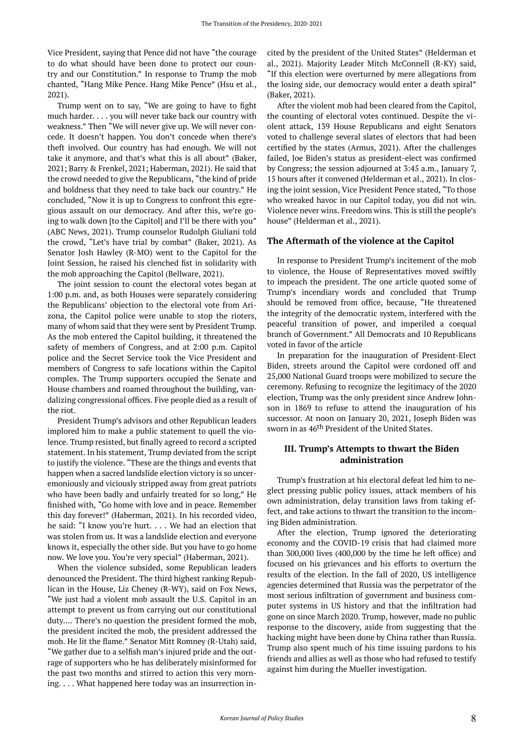Vice President, saying that Pence did not have "the courage to do what should have been done to protect our country and our Constitution." In response to Trump the mob chanted, "Hang Mike Pence. Hang Mike Pence" (Hsu et al., 2021).

Trump went on to say, "We are going to have to fight much harder. . . . you will never take back our country with weakness." Then "We will never give up. We will never concede. It doesn't happen. You don't concede when there's theft involved. Our country has had enough. We will not take it anymore, and that's what this is all about" (Baker, 2021; Barry & Frenkel, 2021; Haberman, 2021). He said that the crowd needed to give the Republicans, "the kind of pride and boldness that they need to take back our country." He concluded, "Now it is up to Congress to confront this egregious assault on our democracy. And after this, we're going to walk down [to the Capitol] and I'll be there with you" (ABC News, 2021). Trump counselor Rudolph Giuliani told the crowd, "Let's have trial by combat" (Baker, 2021). As Senator Josh Hawley (R-MO) went to the Capitol for the Joint Session, he raised his clenched fist in solidarity with the mob approaching the Capitol (Bellware, 2021).

The joint session to count the electoral votes began at 1:00 p.m. and, as both Houses were separately considering the Republicans' objection to the electoral vote from Arizona, the Capitol police were unable to stop the rioters, many of whom said that they were sent by President Trump. As the mob entered the Capitol building, it threatened the safety of members of Congress, and at 2:00 p.m. Capitol police and the Secret Service took the Vice President and members of Congress to safe locations within the Capitol complex. The Trump supporters occupied the Senate and House chambers and roamed throughout the building, vandalizing congressional offices. Five people died as a result of the riot.

President Trump's advisors and other Republican leaders implored him to make a public statement to quell the violence. Trump resisted, but finally agreed to record a scripted statement. In his statement, Trump deviated from the script to justify the violence. "These are the things and events that happen when a sacred landslide election victory is so unceremoniously and viciously stripped away from great patriots who have been badly and unfairly treated for so long," He finished with, "Go home with love and in peace. Remember this day forever!" (Haberman, 2021). In his recorded video, he said: "I know you're hurt. . . . We had an election that was stolen from us. It was a landslide election and everyone knows it, especially the other side. But you have to go home now. We love you. You're very special" (Haberman, 2021).

When the violence subsided, some Republican leaders denounced the President. The third highest ranking Republican in the House, Liz Cheney (R-WY), said on Fox News, "We just had a violent mob assault the U.S. Capitol in an attempt to prevent us from carrying out our constitutional duty.… There's no question the president formed the mob, the president incited the mob, the president addressed the mob. He lit the flame." Senator Mitt Romney (R-Utah) said, "We gather due to a selfish man's injured pride and the outrage of supporters who he has deliberately misinformed for the past two months and stirred to action this very morning. . . . What happened here today was an insurrection incited by the president of the United States" (Helderman et al., 2021). Majority Leader Mitch McConnell (R-KY) said, "If this election were overturned by mere allegations from the losing side, our democracy would enter a death spiral" (Baker, 2021).

After the violent mob had been cleared from the Capitol, the counting of electoral votes continued. Despite the violent attack, 139 House Republicans and eight Senators voted to challenge several slates of electors that had been certified by the states (Armus, 2021). After the challenges failed, Joe Biden's status as president-elect was confirmed by Congress; the session adjourned at 3:45 a.m., January 7, 15 hours after it convened (Helderman et al., 2021). In closing the joint session, Vice President Pence stated, "To those who wreaked havoc in our Capitol today, you did not win. Violence never wins. Freedom wins. This is still the people's house" (Helderman et al., 2021).

### The Aftermath of the violence at the Capitol

In response to President Trump's incitement of the mob to violence, the House of Representatives moved swiftly to impeach the president. The one article quoted some of Trump's incendiary words and concluded that Trump should be removed from office, because, "He threatened the integrity of the democratic system, interfered with the peaceful transition of power, and imperiled a coequal branch of Government." All Democrats and 10 Republicans voted in favor of the article

In preparation for the inauguration of President-Elect Biden, streets around the Capitol were cordoned off and 25,000 National Guard troops were mobilized to secure the ceremony. Refusing to recognize the legitimacy of the 2020 election, Trump was the only president since Andrew Johnson in 1869 to refuse to attend the inauguration of his successor. At noon on January 20, 2021, Joseph Biden was sworn in as 46th President of the United States.

## III. Trump's Attempts to thwart the Biden administration

Trump's frustration at his electoral defeat led him to neglect pressing public policy issues, attack members of his own administration, delay transition laws from taking effect, and take actions to thwart the transition to the incoming Biden administration.

After the election, Trump ignored the deteriorating economy and the COVID-19 crisis that had claimed more than 300,000 lives (400,000 by the time he left office) and focused on his grievances and his efforts to overturn the results of the election. In the fall of 2020, US intelligence agencies determined that Russia was the perpetrator of the most serious infiltration of government and business computer systems in US history and that the infiltration had gone on since March 2020. Trump, however, made no public response to the discovery, aside from suggesting that the hacking might have been done by China rather than Russia. Trump also spent much of his time issuing pardons to his friends and allies as well as those who had refused to testify against him during the Mueller investigation.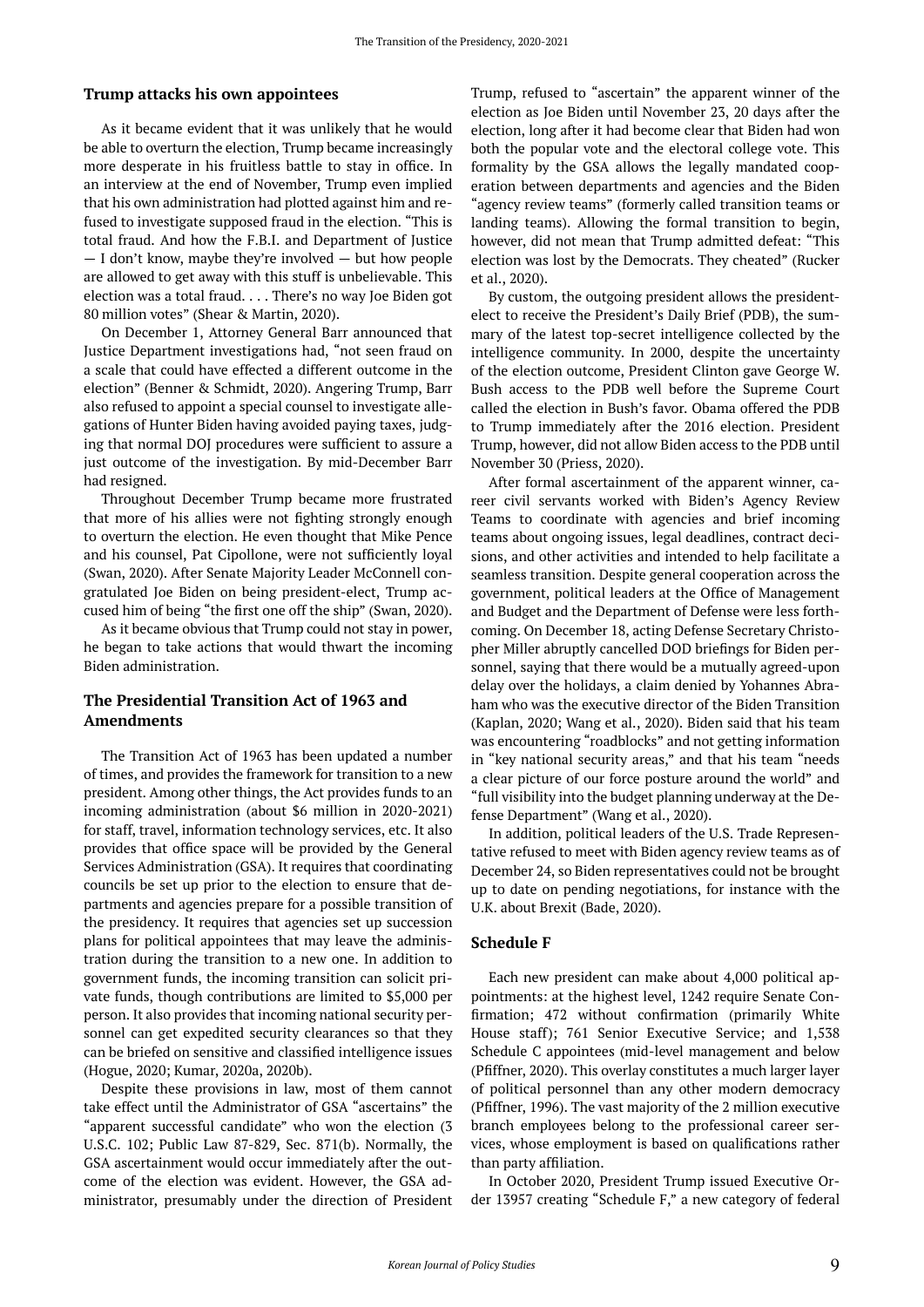### Trump attacks his own appointees

As it became evident that it was unlikely that he would be able to overturn the election, Trump became increasingly more desperate in his fruitless battle to stay in office. In an interview at the end of November, Trump even implied that his own administration had plotted against him and refused to investigate supposed fraud in the election. "This is total fraud. And how the F.B.I. and Department of Justice — I don't know, maybe they're involved — but how people are allowed to get away with this stuff is unbelievable. This election was a total fraud. . . . There's no way Joe Biden got 80 million votes" (Shear & Martin, 2020).

On December 1, Attorney General Barr announced that Justice Department investigations had, "not seen fraud on a scale that could have effected a different outcome in the election" (Benner & Schmidt, 2020). Angering Trump, Barr also refused to appoint a special counsel to investigate allegations of Hunter Biden having avoided paying taxes, judging that normal DOJ procedures were sufficient to assure a just outcome of the investigation. By mid-December Barr had resigned.

Throughout December Trump became more frustrated that more of his allies were not fighting strongly enough to overturn the election. He even thought that Mike Pence and his counsel, Pat Cipollone, were not sufficiently loyal (Swan, 2020). After Senate Majority Leader McConnell congratulated Joe Biden on being president-elect, Trump accused him of being "the first one off the ship" (Swan, 2020).

As it became obvious that Trump could not stay in power, he began to take actions that would thwart the incoming Biden administration.

### The Presidential Transition Act of 1963 and Amendments

The Transition Act of 1963 has been updated a number of times, and provides the framework for transition to a new president. Among other things, the Act provides funds to an incoming administration (about $6 million in 2020-2021) for staff, travel, information technology services, etc. It also provides that office space will be provided by the General Services Administration (GSA). It requires that coordinating councils be set up prior to the election to ensure that departments and agencies prepare for a possible transition of the presidency. It requires that agencies set up succession plans for political appointees that may leave the administration during the transition to a new one. In addition to government funds, the incoming transition can solicit private funds, though contributions are limited to $5,000 per person. It also provides that incoming national security personnel can get expedited security clearances so that they can be briefed on sensitive and classified intelligence issues (Hogue, 2020; Kumar, 2020a, 2020b).

Despite these provisions in law, most of them cannot take effect until the Administrator of GSA "ascertains" the "apparent successful candidate" who won the election (3 U.S.C. 102; Public Law 87-829, Sec. 871(b). Normally, the GSA ascertainment would occur immediately after the outcome of the election was evident. However, the GSA administrator, presumably under the direction of President Trump, refused to "ascertain" the apparent winner of the election as Joe Biden until November 23, 20 days after the election, long after it had become clear that Biden had won both the popular vote and the electoral college vote. This formality by the GSA allows the legally mandated cooperation between departments and agencies and the Biden "agency review teams" (formerly called transition teams or landing teams). Allowing the formal transition to begin, however, did not mean that Trump admitted defeat: "This election was lost by the Democrats. They cheated" (Rucker et al., 2020).

By custom, the outgoing president allows the president-elect to receive the President's Daily Brief (PDB), the summary of the latest top-secret intelligence collected by the intelligence community. In 2000, despite the uncertainty of the election outcome, President Clinton gave George W. Bush access to the PDB well before the Supreme Court called the election in Bush's favor. Obama offered the PDB to Trump immediately after the 2016 election. President Trump, however, did not allow Biden access to the PDB until November 30 (Priess, 2020).

After formal ascertainment of the apparent winner, career civil servants worked with Biden's Agency Review Teams to coordinate with agencies and brief incoming teams about ongoing issues, legal deadlines, contract decisions, and other activities and intended to help facilitate a seamless transition. Despite general cooperation across the government, political leaders at the Office of Management and Budget and the Department of Defense were less forthcoming. On December 18, acting Defense Secretary Christopher Miller abruptly cancelled DOD briefings for Biden personnel, saying that there would be a mutually agreed-upon delay over the holidays, a claim denied by Yohannes Abraham who was the executive director of the Biden Transition (Kaplan, 2020; Wang et al., 2020). Biden said that his team was encountering "roadblocks" and not getting information in "key national security areas," and that his team "needs a clear picture of our force posture around the world" and "full visibility into the budget planning underway at the Defense Department" (Wang et al., 2020).

In addition, political leaders of the U.S. Trade Representative refused to meet with Biden agency review teams as of December 24, so Biden representatives could not be brought up to date on pending negotiations, for instance with the U.K. about Brexit (Bade, 2020).

### Schedule F

Each new president can make about 4,000 political appointments: at the highest level, 1242 require Senate Confirmation; 472 without confirmation (primarily White House staff); 761 Senior Executive Service; and 1,538 Schedule C appointees (mid-level management and below (Pfiffner, 2020). This overlay constitutes a much larger layer of political personnel than any other modern democracy (Pfiffner, 1996). The vast majority of the 2 million executive branch employees belong to the professional career services, whose employment is based on qualifications rather than party affiliation.

In October 2020, President Trump issued Executive Order 13957 creating "Schedule F," a new category of federal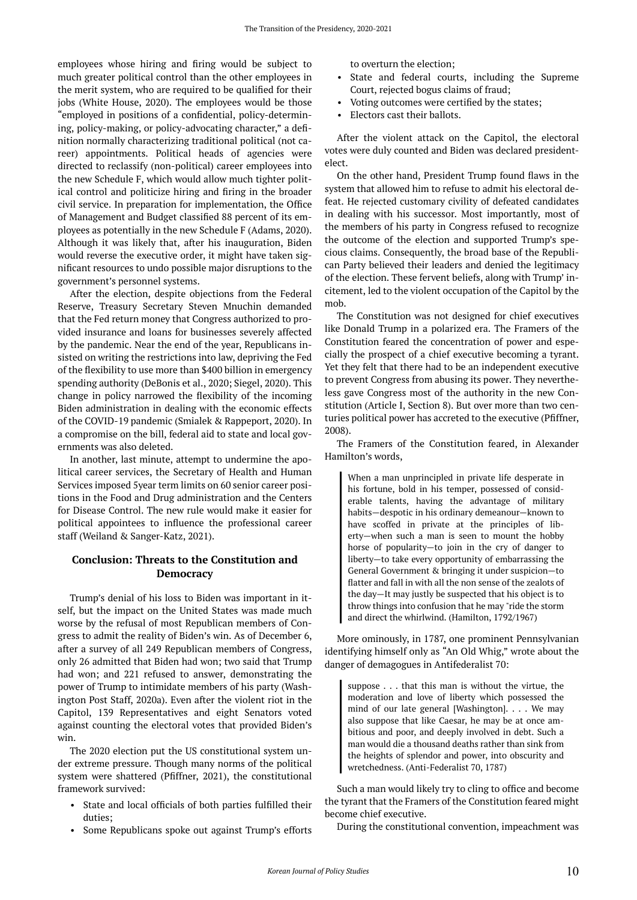employees whose hiring and firing would be subject to much greater political control than the other employees in the merit system, who are required to be qualified for their jobs (White House, 2020). The employees would be those "employed in positions of a confidential, policy-determining, policy-making, or policy-advocating character," a definition normally characterizing traditional political (not career) appointments. Political heads of agencies were directed to reclassify (non-political) career employees into the new Schedule F, which would allow much tighter political control and politicize hiring and firing in the broader civil service. In preparation for implementation, the Office of Management and Budget classified 88 percent of its employees as potentially in the new Schedule F (Adams, 2020). Although it was likely that, after his inauguration, Biden would reverse the executive order, it might have taken significant resources to undo possible major disruptions to the government's personnel systems.

After the election, despite objections from the Federal Reserve, Treasury Secretary Steven Mnuchin demanded that the Fed return money that Congress authorized to provided insurance and loans for businesses severely affected by the pandemic. Near the end of the year, Republicans insisted on writing the restrictions into law, depriving the Fed of the flexibility to use more than $400 billion in emergency spending authority (DeBonis et al., 2020; Siegel, 2020). This change in policy narrowed the flexibility of the incoming Biden administration in dealing with the economic effects of the COVID-19 pandemic (Smialek & Rappeport, 2020). In a compromise on the bill, federal aid to state and local governments was also deleted.

In another, last minute, attempt to undermine the apolitical career services, the Secretary of Health and Human Services imposed 5year term limits on 60 senior career positions in the Food and Drug administration and the Centers for Disease Control. The new rule would make it easier for political appointees to influence the professional career staff (Weiland & Sanger-Katz, 2021).

## Conclusion: Threats to the Constitution and Democracy

Trump's denial of his loss to Biden was important in itself, but the impact on the United States was made much worse by the refusal of most Republican members of Congress to admit the reality of Biden's win. As of December 6, after a survey of all 249 Republican members of Congress, only 26 admitted that Biden had won; two said that Trump had won; and 221 refused to answer, demonstrating the power of Trump to intimidate members of his party (Washington Post Staff, 2020a). Even after the violent riot in the Capitol, 139 Representatives and eight Senators voted against counting the electoral votes that provided Biden's win.

The 2020 election put the US constitutional system under extreme pressure. Though many norms of the political system were shattered (Pfiffner, 2021), the constitutional framework survived:

- State and local officials of both parties fulfilled their duties;
- Some Republicans spoke out against Trump's efforts to overturn the election;
- State and federal courts, including the Supreme Court, rejected bogus claims of fraud;
- Voting outcomes were certified by the states;
- Electors cast their ballots.

After the violent attack on the Capitol, the electoral votes were duly counted and Biden was declared president-elect.

On the other hand, President Trump found flaws in the system that allowed him to refuse to admit his electoral defeat. He rejected customary civility of defeated candidates in dealing with his successor. Most importantly, most of the members of his party in Congress refused to recognize the outcome of the election and supported Trump's specious claims. Consequently, the broad base of the Republican Party believed their leaders and denied the legitimacy of the election. These fervent beliefs, along with Trump' incitement, led to the violent occupation of the Capitol by the mob.

The Constitution was not designed for chief executives like Donald Trump in a polarized era. The Framers of the Constitution feared the concentration of power and especially the prospect of a chief executive becoming a tyrant. Yet they felt that there had to be an independent executive to prevent Congress from abusing its power. They nevertheless gave Congress most of the authority in the new Constitution (Article I, Section 8). But over more than two centuries political power has accreted to the executive (Pfiffner, 2008).

The Framers of the Constitution feared, in Alexander Hamilton's words,

> When a man unprincipled in private life desperate in his fortune, bold in his temper, possessed of considerable talents, having the advantage of military habits—despotic in his ordinary demeanour—known to have scoffed in private at the principles of liberty—when such a man is seen to mount the hobby horse of popularity—to join in the cry of danger to liberty—to take every opportunity of embarrassing the General Government & bringing it under suspicion—to flatter and fall in with all the non sense of the zealots of the day—It may justly be suspected that his object is to throw things into confusion that he may "ride the storm and direct the whirlwind. (Hamilton, 1792/1967)

More ominously, in 1787, one prominent Pennsylvanian identifying himself only as "An Old Whig," wrote about the danger of demagogues in Antifederalist 70:

> suppose . . . that this man is without the virtue, the moderation and love of liberty which possessed the mind of our late general [Washington]. . . . We may also suppose that like Caesar, he may be at once ambitious and poor, and deeply involved in debt. Such a man would die a thousand deaths rather than sink from the heights of splendor and power, into obscurity and wretchedness. (Anti-Federalist 70, 1787)

Such a man would likely try to cling to office and become the tyrant that the Framers of the Constitution feared might become chief executive.

During the constitutional convention, impeachment was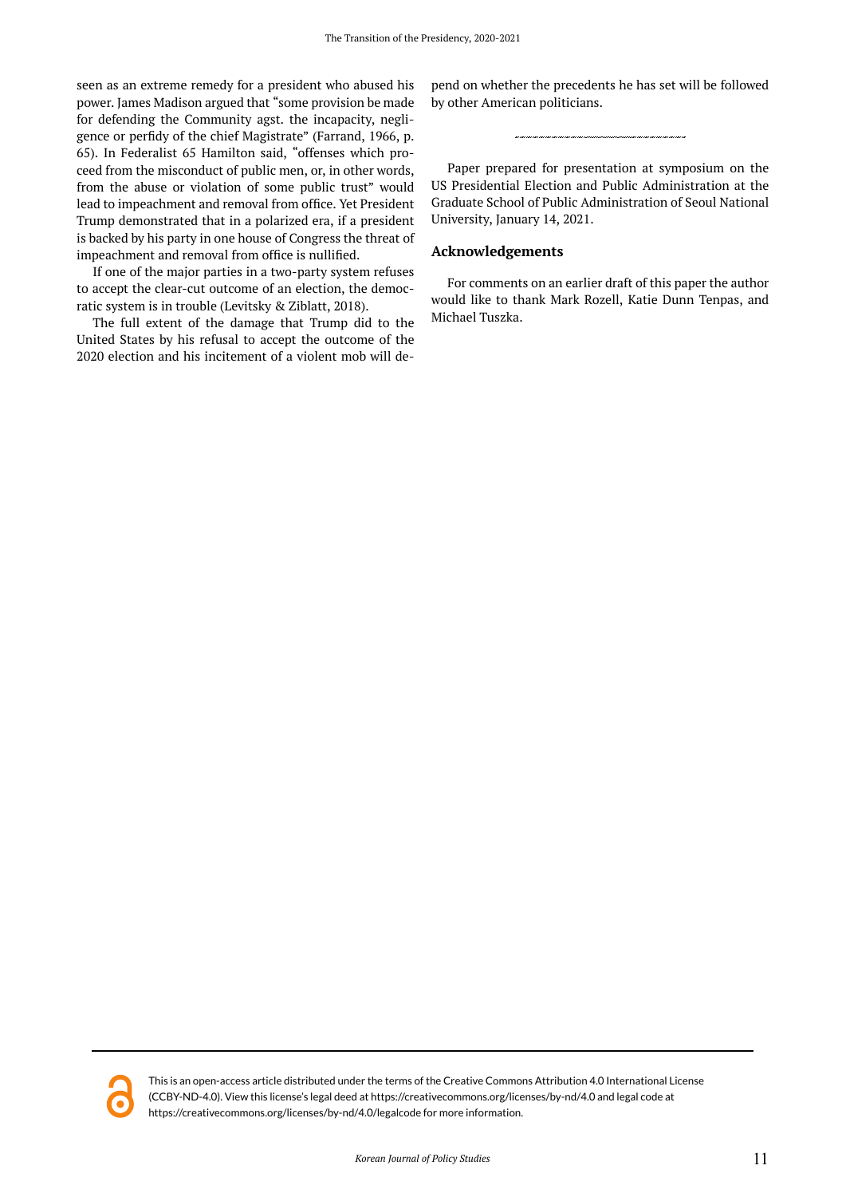seen as an extreme remedy for a president who abused his power. James Madison argued that "some provision be made for defending the Community agst. the incapacity, negligence or perfidy of the chief Magistrate" (Farrand, 1966, p. 65). In Federalist 65 Hamilton said, "offenses which proceed from the misconduct of public men, or, in other words, from the abuse or violation of some public trust" would lead to impeachment and removal from office. Yet President Trump demonstrated that in a polarized era, if a president is backed by his party in one house of Congress the threat of impeachment and removal from office is nullified.

If one of the major parties in a two-party system refuses to accept the clear-cut outcome of an election, the democratic system is in trouble (Levitsky & Ziblatt, 2018).

The full extent of the damage that Trump did to the United States by his refusal to accept the outcome of the 2020 election and his incitement of a violent mob will depend on whether the precedents he has set will be followed by other American politicians.

---

Paper prepared for presentation at symposium on the US Presidential Election and Public Administration at the Graduate School of Public Administration of Seoul National University, January 14, 2021.

## Acknowledgements

For comments on an earlier draft of this paper the author would like to thank Mark Rozell, Katie Dunn Tenpas, and Michael Tuszka.

This is an open-access article distributed under the terms of the Creative Commons Attribution 4.0 International License (CCBY-ND-4.0). View this license's legal deed at https://creativecommons.org/licenses/by-nd/4.0 and legal code at https://creativecommons.org/licenses/by-nd/4.0/legalcode for more information.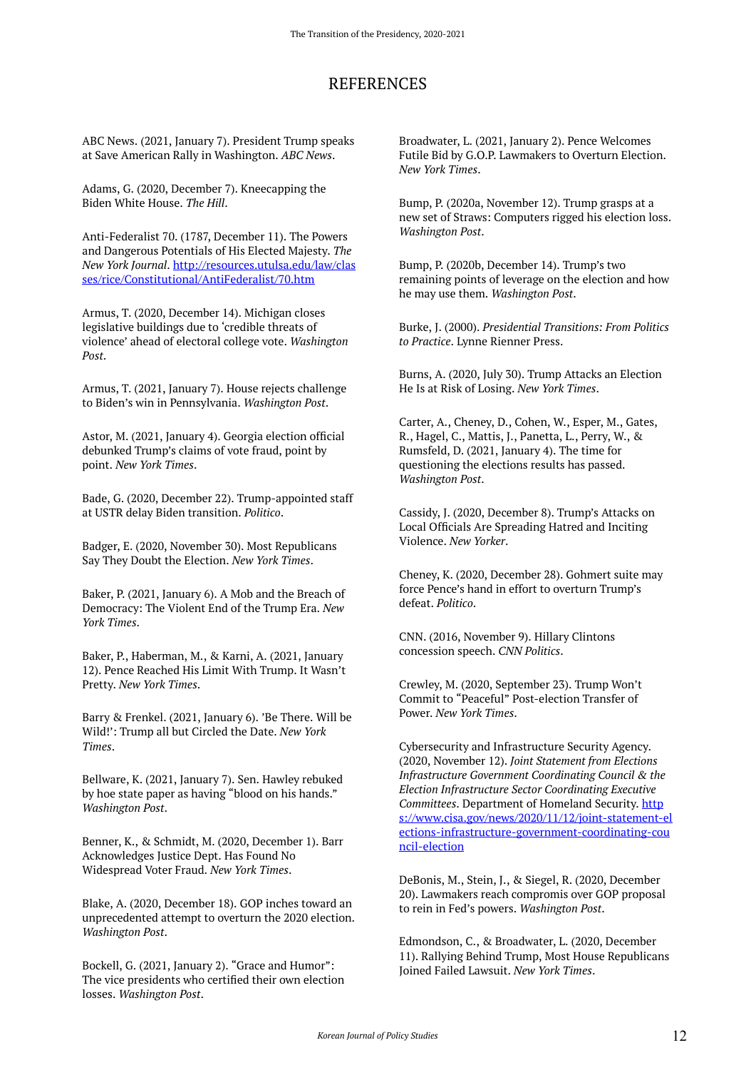# REFERENCES

ABC News. (2021, January 7). President Trump speaks at Save American Rally in Washington. *ABC News*.

Adams, G. (2020, December 7). Kneecapping the Biden White House. *The Hill*.

Anti-Federalist 70. (1787, December 11). The Powers and Dangerous Potentials of His Elected Majesty. *The New York Journal*. http://resources.utulsa.edu/law/classes/rice/Constitutional/AntiFederalist/70.htm

Armus, T. (2020, December 14). Michigan closes legislative buildings due to 'credible threats of violence' ahead of electoral college vote. *Washington Post*.

Armus, T. (2021, January 7). House rejects challenge to Biden's win in Pennsylvania. *Washington Post*.

Astor, M. (2021, January 4). Georgia election official debunked Trump's claims of vote fraud, point by point. *New York Times*.

Bade, G. (2020, December 22). Trump-appointed staff at USTR delay Biden transition. *Politico*.

Badger, E. (2020, November 30). Most Republicans Say They Doubt the Election. *New York Times*.

Baker, P. (2021, January 6). A Mob and the Breach of Democracy: The Violent End of the Trump Era. *New York Times*.

Baker, P., Haberman, M., & Karni, A. (2021, January 12). Pence Reached His Limit With Trump. It Wasn't Pretty. *New York Times*.

Barry & Frenkel. (2021, January 6). 'Be There. Will be Wild!': Trump all but Circled the Date. *New York Times*.

Bellware, K. (2021, January 7). Sen. Hawley rebuked by hoe state paper as having "blood on his hands." *Washington Post*.

Benner, K., & Schmidt, M. (2020, December 1). Barr Acknowledges Justice Dept. Has Found No Widespread Voter Fraud. *New York Times*.

Blake, A. (2020, December 18). GOP inches toward an unprecedented attempt to overturn the 2020 election. *Washington Post*.

Bockell, G. (2021, January 2). "Grace and Humor": The vice presidents who certified their own election losses. *Washington Post*.

Broadwater, L. (2021, January 2). Pence Welcomes Futile Bid by G.O.P. Lawmakers to Overturn Election. *New York Times*.

Bump, P. (2020a, November 12). Trump grasps at a new set of Straws: Computers rigged his election loss. *Washington Post*.

Bump, P. (2020b, December 14). Trump's two remaining points of leverage on the election and how he may use them. *Washington Post*.

Burke, J. (2000). *Presidential Transitions: From Politics to Practice*. Lynne Rienner Press.

Burns, A. (2020, July 30). Trump Attacks an Election He Is at Risk of Losing. *New York Times*.

Carter, A., Cheney, D., Cohen, W., Esper, M., Gates, R., Hagel, C., Mattis, J., Panetta, L., Perry, W., & Rumsfeld, D. (2021, January 4). The time for questioning the elections results has passed. *Washington Post*.

Cassidy, J. (2020, December 8). Trump's Attacks on Local Officials Are Spreading Hatred and Inciting Violence. *New Yorker*.

Cheney, K. (2020, December 28). Gohmert suite may force Pence's hand in effort to overturn Trump's defeat. *Politico*.

CNN. (2016, November 9). Hillary Clintons concession speech. *CNN Politics*.

Crewley, M. (2020, September 23). Trump Won't Commit to "Peaceful" Post-election Transfer of Power. *New York Times*.

Cybersecurity and Infrastructure Security Agency. (2020, November 12). *Joint Statement from Elections Infrastructure Government Coordinating Council & the Election Infrastructure Sector Coordinating Executive Committees*. Department of Homeland Security. https://www.cisa.gov/news/2020/11/12/joint-statement-elections-infrastructure-government-coordinating-council-election

DeBonis, M., Stein, J., & Siegel, R. (2020, December 20). Lawmakers reach compromis over GOP proposal to rein in Fed's powers. *Washington Post*.

Edmondson, C., & Broadwater, L. (2020, December 11). Rallying Behind Trump, Most House Republicans Joined Failed Lawsuit. *New York Times*.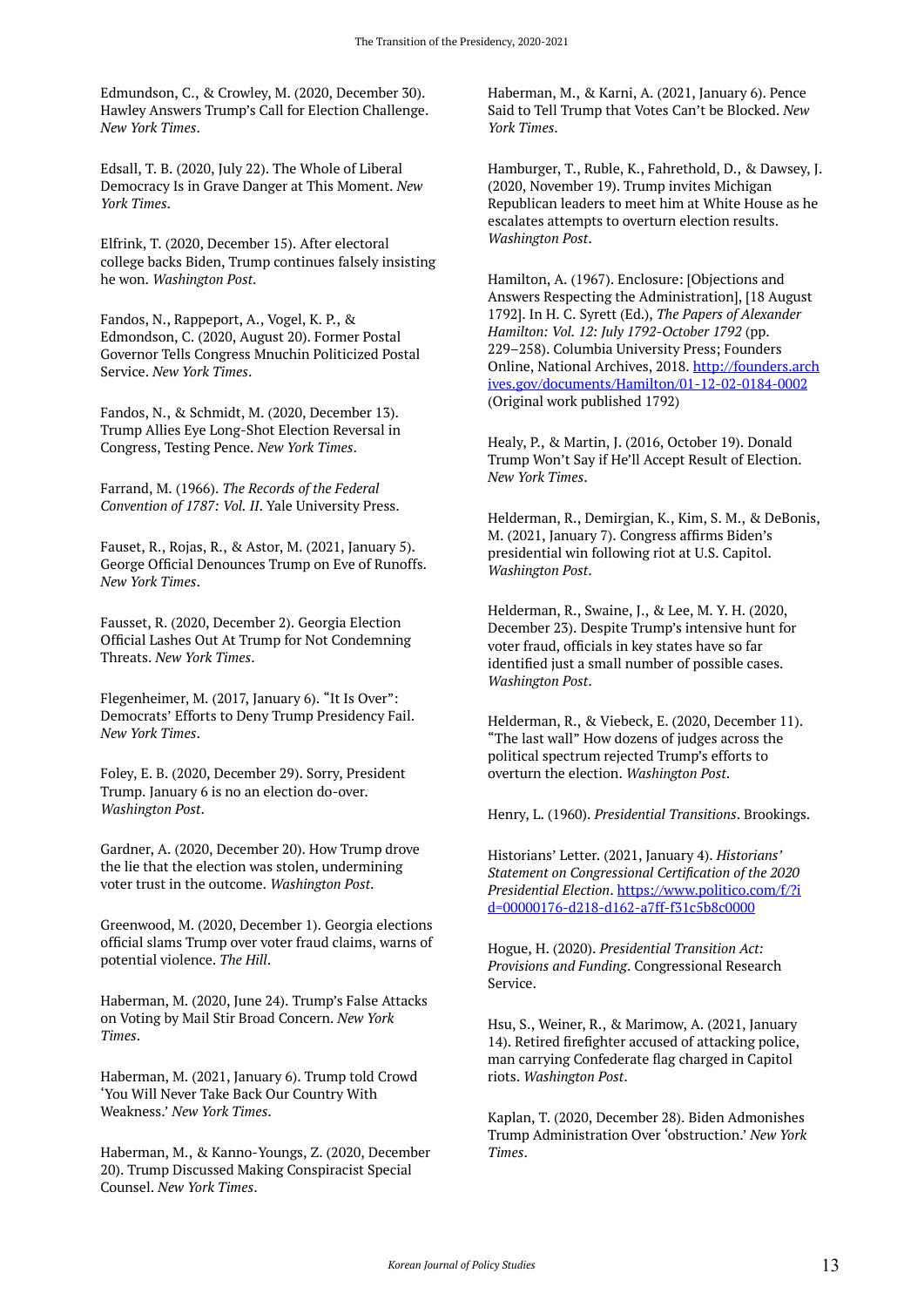Edmundson, C., & Crowley, M. (2020, December 30). Hawley Answers Trump's Call for Election Challenge. *New York Times*.

Edsall, T. B. (2020, July 22). The Whole of Liberal Democracy Is in Grave Danger at This Moment. *New York Times*.

Elfrink, T. (2020, December 15). After electoral college backs Biden, Trump continues falsely insisting he won. *Washington Post*.

Fandos, N., Rappeport, A., Vogel, K. P., & Edmondson, C. (2020, August 20). Former Postal Governor Tells Congress Mnuchin Politicized Postal Service. *New York Times*.

Fandos, N., & Schmidt, M. (2020, December 13). Trump Allies Eye Long-Shot Election Reversal in Congress, Testing Pence. *New York Times*.

Farrand, M. (1966). *The Records of the Federal Convention of 1787: Vol. II*. Yale University Press.

Fauset, R., Rojas, R., & Astor, M. (2021, January 5). George Official Denounces Trump on Eve of Runoffs. *New York Times*.

Fausset, R. (2020, December 2). Georgia Election Official Lashes Out At Trump for Not Condemning Threats. *New York Times*.

Flegenheimer, M. (2017, January 6). "It Is Over": Democrats' Efforts to Deny Trump Presidency Fail. *New York Times*.

Foley, E. B. (2020, December 29). Sorry, President Trump. January 6 is no an election do-over. *Washington Post*.

Gardner, A. (2020, December 20). How Trump drove the lie that the election was stolen, undermining voter trust in the outcome. *Washington Post*.

Greenwood, M. (2020, December 1). Georgia elections official slams Trump over voter fraud claims, warns of potential violence. *The Hill*.

Haberman, M. (2020, June 24). Trump's False Attacks on Voting by Mail Stir Broad Concern. *New York Times*.

Haberman, M. (2021, January 6). Trump told Crowd 'You Will Never Take Back Our Country With Weakness.' *New York Times*.

Haberman, M., & Kanno-Youngs, Z. (2020, December 20). Trump Discussed Making Conspiracist Special Counsel. *New York Times*.

Haberman, M., & Karni, A. (2021, January 6). Pence Said to Tell Trump that Votes Can't be Blocked. *New York Times*.

Hamburger, T., Ruble, K., Fahrethold, D., & Dawsey, J. (2020, November 19). Trump invites Michigan Republican leaders to meet him at White House as he escalates attempts to overturn election results. *Washington Post*.

Hamilton, A. (1967). Enclosure: [Objections and Answers Respecting the Administration], [18 August 1792]. In H. C. Syrett (Ed.), *The Papers of Alexander Hamilton: Vol. 12: July 1792-October 1792* (pp. 229–258). Columbia University Press; Founders Online, National Archives, 2018. http://founders.archives.gov/documents/Hamilton/01-12-02-0184-0002 (Original work published 1792)

Healy, P., & Martin, J. (2016, October 19). Donald Trump Won't Say if He'll Accept Result of Election. *New York Times*.

Helderman, R., Demirgian, K., Kim, S. M., & DeBonis, M. (2021, January 7). Congress affirms Biden's presidential win following riot at U.S. Capitol. *Washington Post*.

Helderman, R., Swaine, J., & Lee, M. Y. H. (2020, December 23). Despite Trump's intensive hunt for voter fraud, officials in key states have so far identified just a small number of possible cases. *Washington Post*.

Helderman, R., & Viebeck, E. (2020, December 11). "The last wall" How dozens of judges across the political spectrum rejected Trump's efforts to overturn the election. *Washington Post*.

Henry, L. (1960). *Presidential Transitions*. Brookings.

Historians' Letter. (2021, January 4). *Historians' Statement on Congressional Certification of the 2020 Presidential Election*. https://www.politico.com/f/?id=00000176-d218-d162-a7ff-f31c5b8c0000

Hogue, H. (2020). *Presidential Transition Act: Provisions and Funding*. Congressional Research Service.

Hsu, S., Weiner, R., & Marimow, A. (2021, January 14). Retired firefighter accused of attacking police, man carrying Confederate flag charged in Capitol riots. *Washington Post*.

Kaplan, T. (2020, December 28). Biden Admonishes Trump Administration Over 'obstruction.' *New York Times*.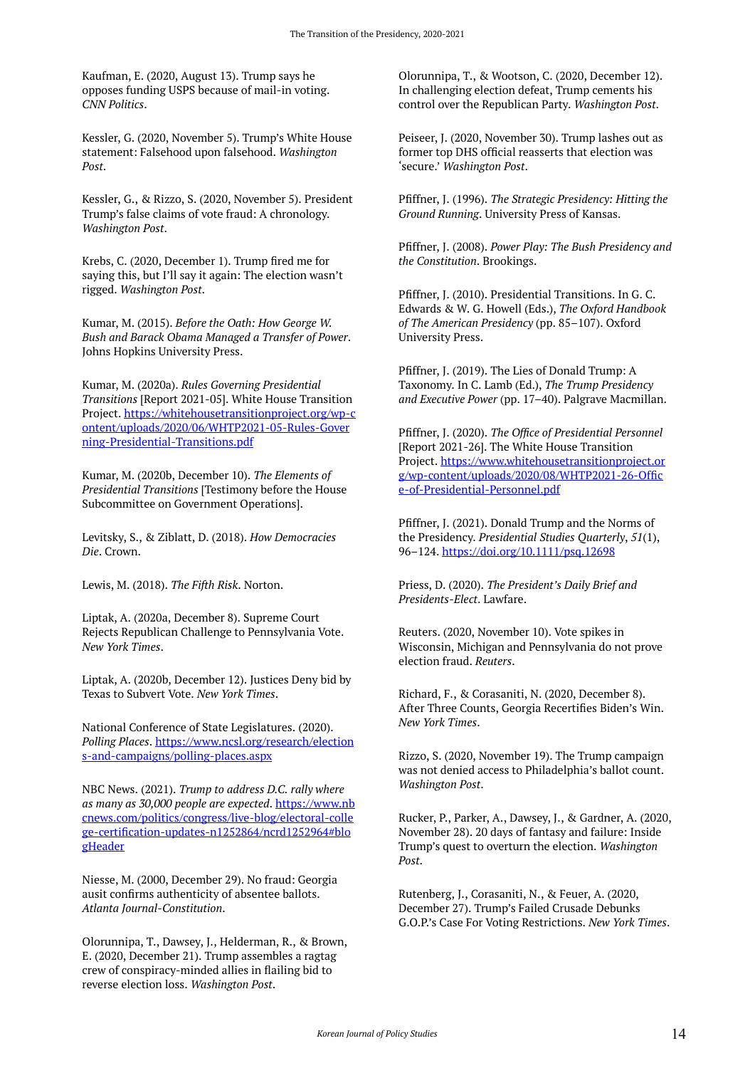Kaufman, E. (2020, August 13). Trump says he opposes funding USPS because of mail-in voting. *CNN Politics*.

Kessler, G. (2020, November 5). Trump's White House statement: Falsehood upon falsehood. *Washington Post*.

Kessler, G., & Rizzo, S. (2020, November 5). President Trump's false claims of vote fraud: A chronology. *Washington Post*.

Krebs, C. (2020, December 1). Trump fired me for saying this, but I'll say it again: The election wasn't rigged. *Washington Post*.

Kumar, M. (2015). *Before the Oath: How George W. Bush and Barack Obama Managed a Transfer of Power*. Johns Hopkins University Press.

Kumar, M. (2020a). *Rules Governing Presidential Transitions* [Report 2021-05]. White House Transition Project. https://whitehousetransitionproject.org/wp-content/uploads/2020/06/WHTP2021-05-Rules-Governing-Presidential-Transitions.pdf

Kumar, M. (2020b, December 10). *The Elements of Presidential Transitions* [Testimony before the House Subcommittee on Government Operations].

Levitsky, S., & Ziblatt, D. (2018). *How Democracies Die*. Crown.

Lewis, M. (2018). *The Fifth Risk*. Norton.

Liptak, A. (2020a, December 8). Supreme Court Rejects Republican Challenge to Pennsylvania Vote. *New York Times*.

Liptak, A. (2020b, December 12). Justices Deny bid by Texas to Subvert Vote. *New York Times*.

National Conference of State Legislatures. (2020). *Polling Places*. https://www.ncsl.org/research/elections-and-campaigns/polling-places.aspx

NBC News. (2021). *Trump to address D.C. rally where as many as 30,000 people are expected*. https://www.nbcnews.com/politics/congress/live-blog/electoral-college-certification-updates-n1252864/ncrd1252964#blogHeader

Niesse, M. (2000, December 29). No fraud: Georgia ausit confirms authenticity of absentee ballots. *Atlanta Journal-Constitution*.

Olorunnipa, T., Dawsey, J., Helderman, R., & Brown, E. (2020, December 21). Trump assembles a ragtag crew of conspiracy-minded allies in flailing bid to reverse election loss. *Washington Post*.

Olorunnipa, T., & Wootson, C. (2020, December 12). In challenging election defeat, Trump cements his control over the Republican Party. *Washington Post*.

Peiseer, J. (2020, November 30). Trump lashes out as former top DHS official reasserts that election was 'secure.' *Washington Post*.

Pfiffner, J. (1996). *The Strategic Presidency: Hitting the Ground Running*. University Press of Kansas.

Pfiffner, J. (2008). *Power Play: The Bush Presidency and the Constitution*. Brookings.

Pfiffner, J. (2010). Presidential Transitions. In G. C. Edwards & W. G. Howell (Eds.), *The Oxford Handbook of The American Presidency* (pp. 85–107). Oxford University Press.

Pfiffner, J. (2019). The Lies of Donald Trump: A Taxonomy. In C. Lamb (Ed.), *The Trump Presidency and Executive Power* (pp. 17–40). Palgrave Macmillan.

Pfiffner, J. (2020). *The Office of Presidential Personnel* [Report 2021-26]. The White House Transition Project. https://www.whitehousetransitionproject.org/wp-content/uploads/2020/08/WHTP2021-26-Office-of-Presidential-Personnel.pdf

Pfiffner, J. (2021). Donald Trump and the Norms of the Presidency. *Presidential Studies Quarterly*, *51*(1), 96–124. https://doi.org/10.1111/psq.12698

Priess, D. (2020). *The President's Daily Brief and Presidents-Elect*. Lawfare.

Reuters. (2020, November 10). Vote spikes in Wisconsin, Michigan and Pennsylvania do not prove election fraud. *Reuters*.

Richard, F., & Corasaniti, N. (2020, December 8). After Three Counts, Georgia Recertifies Biden's Win. *New York Times*.

Rizzo, S. (2020, November 19). The Trump campaign was not denied access to Philadelphia's ballot count. *Washington Post*.

Rucker, P., Parker, A., Dawsey, J., & Gardner, A. (2020, November 28). 20 days of fantasy and failure: Inside Trump's quest to overturn the election. *Washington Post*.

Rutenberg, J., Corasaniti, N., & Feuer, A. (2020, December 27). Trump's Failed Crusade Debunks G.O.P.'s Case For Voting Restrictions. *New York Times*.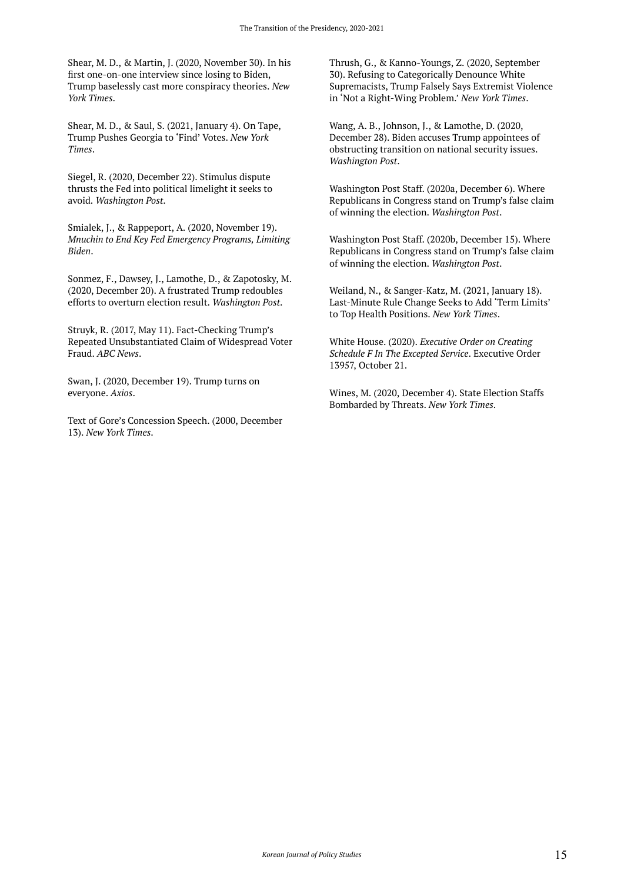Shear, M. D., & Martin, J. (2020, November 30). In his first one-on-one interview since losing to Biden, Trump baselessly cast more conspiracy theories. *New York Times*.

Shear, M. D., & Saul, S. (2021, January 4). On Tape, Trump Pushes Georgia to 'Find' Votes. *New York Times*.

Siegel, R. (2020, December 22). Stimulus dispute thrusts the Fed into political limelight it seeks to avoid. *Washington Post*.

Smialek, J., & Rappeport, A. (2020, November 19). *Mnuchin to End Key Fed Emergency Programs, Limiting Biden*.

Sonmez, F., Dawsey, J., Lamothe, D., & Zapotosky, M. (2020, December 20). A frustrated Trump redoubles efforts to overturn election result. *Washington Post*.

Struyk, R. (2017, May 11). Fact-Checking Trump's Repeated Unsubstantiated Claim of Widespread Voter Fraud. *ABC News*.

Swan, J. (2020, December 19). Trump turns on everyone. *Axios*.

Text of Gore's Concession Speech. (2000, December 13). *New York Times*.

Thrush, G., & Kanno-Youngs, Z. (2020, September 30). Refusing to Categorically Denounce White Supremacists, Trump Falsely Says Extremist Violence in 'Not a Right-Wing Problem.' *New York Times*.

Wang, A. B., Johnson, J., & Lamothe, D. (2020, December 28). Biden accuses Trump appointees of obstructing transition on national security issues. *Washington Post*.

Washington Post Staff. (2020a, December 6). Where Republicans in Congress stand on Trump's false claim of winning the election. *Washington Post*.

Washington Post Staff. (2020b, December 15). Where Republicans in Congress stand on Trump's false claim of winning the election. *Washington Post*.

Weiland, N., & Sanger-Katz, M. (2021, January 18). Last-Minute Rule Change Seeks to Add 'Term Limits' to Top Health Positions. *New York Times*.

White House. (2020). *Executive Order on Creating Schedule F In The Excepted Service*. Executive Order 13957, October 21.

Wines, M. (2020, December 4). State Election Staffs Bombarded by Threats. *New York Times*.